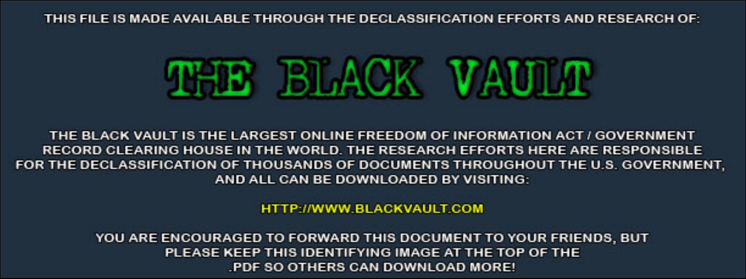THIS FILE IS MADE AVAILABLE THROUGH THE DECLASSIFICATION EFFORTS AND RESEARCH OF:

# THE BLACK VAULT

THE BLACK VAULT IS THE LARGEST ONLINE FREEDOM OF INFORMATION ACT / GOVERNMENT RECORD CLEARING HOUSE IN THE WORLD. THE RESEARCH EFFORTS HERE ARE RESPONSIBLE FOR THE DECLASSIFICATION OF THOUSANDS OF DOCUMENTS THROUGHOUT THE U.S. GOVERNMENT, AND ALL CAN BE DOWNLOADED BY VISITING:

HTTP://WWW.BLACKVAULT.COM

YOU ARE ENCOURAGED TO FORWARD THIS DOCUMENT TO YOUR FRIENDS, BUT PLEASE KEEP THIS IDENTIFYING IMAGE AT THE TOP OF THE .PDF SO OTHERS CAN DOWNLOAD MORE!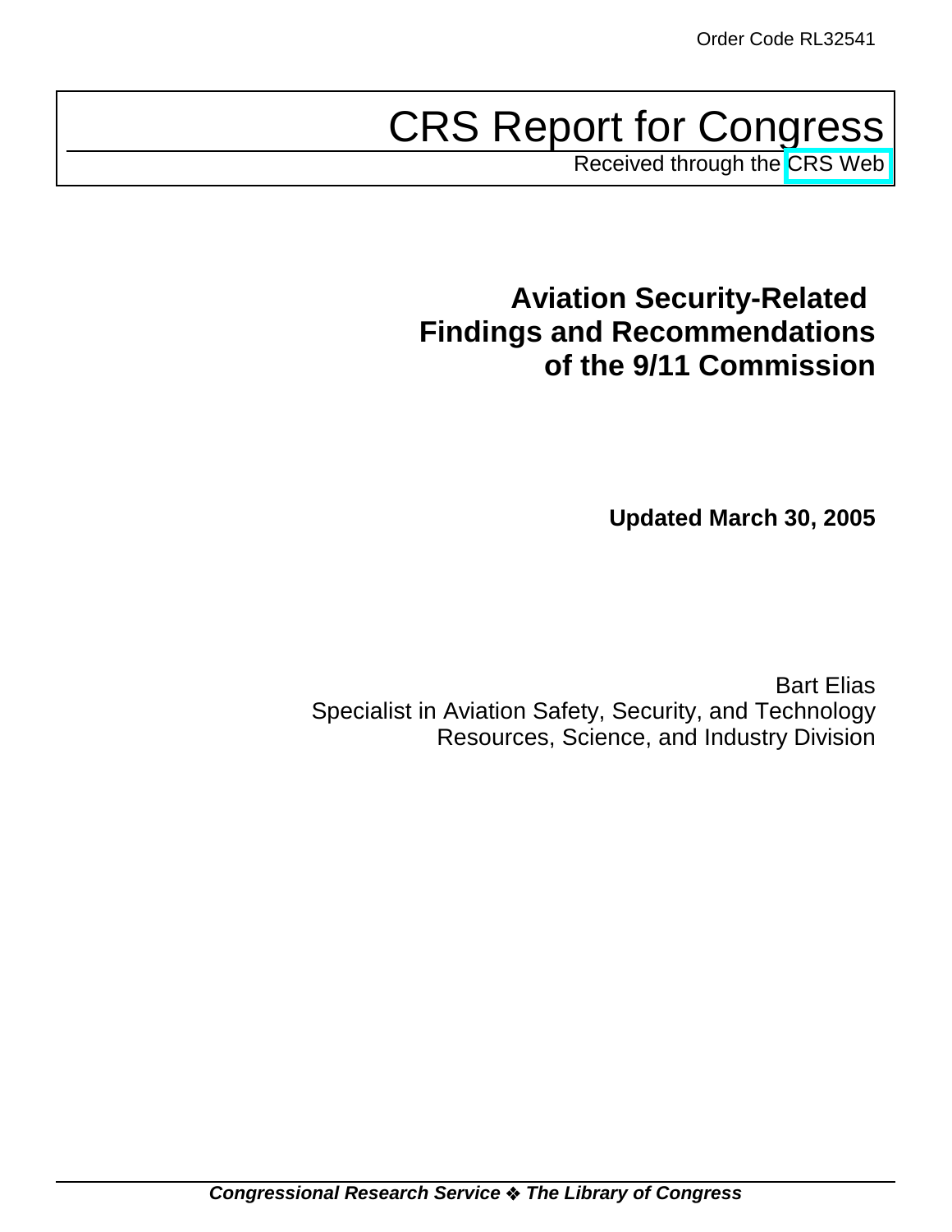Order Code RL32541

# CRS Report for Congress

Received through the CRS Web

## Aviation Security-Related Findings and Recommendations of the 9/11 Commission

**Updated March 30, 2005**

Bart Elias
Specialist in Aviation Safety, Security, and Technology
Resources, Science, and Industry Division

***Congressional Research Service ❖ The Library of Congress***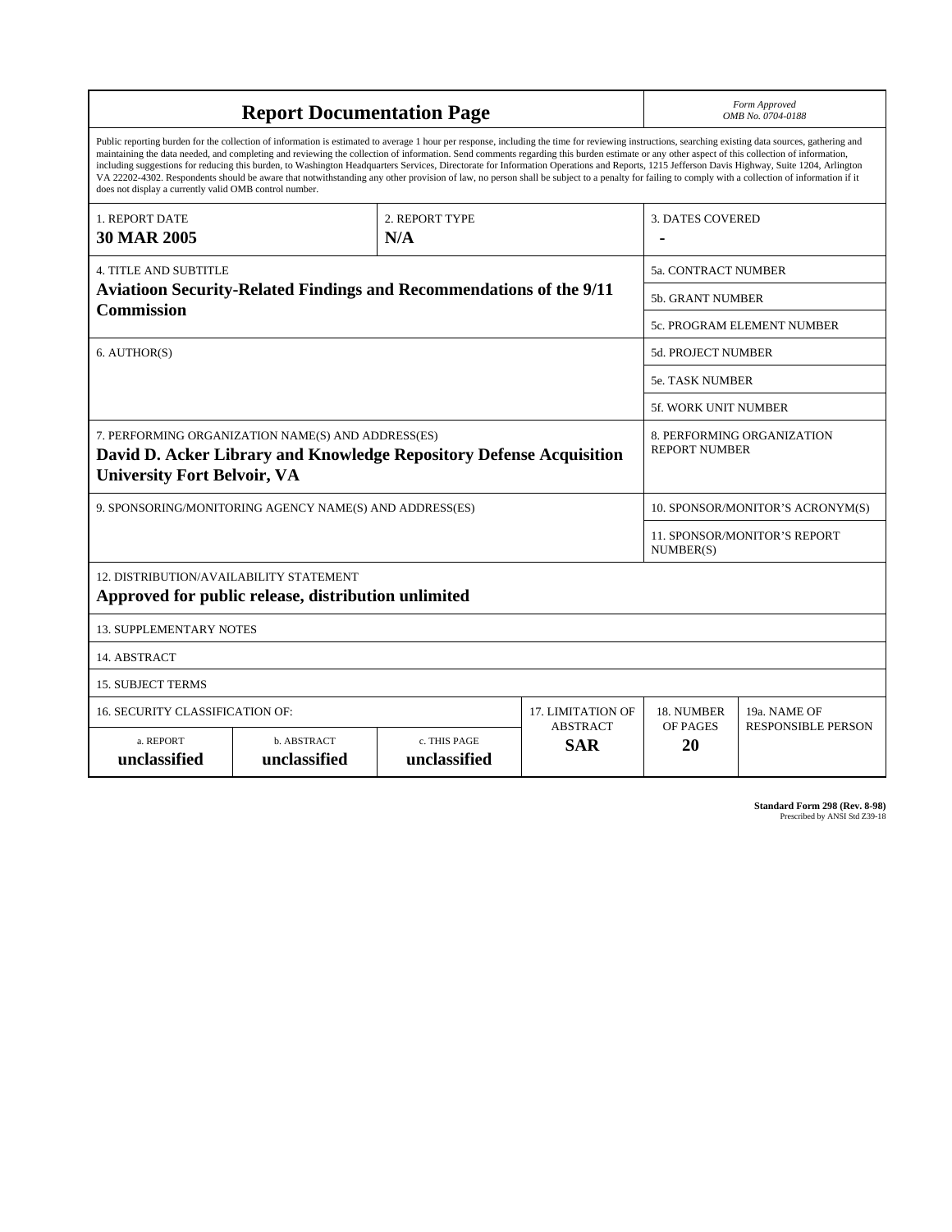# Report Documentation Page

*Form Approved*
*OMB No. 0704-0188*

Public reporting burden for the collection of information is estimated to average 1 hour per response, including the time for reviewing instructions, searching existing data sources, gathering and maintaining the data needed, and completing and reviewing the collection of information. Send comments regarding this burden estimate or any other aspect of this collection of information, including suggestions for reducing this burden, to Washington Headquarters Services, Directorate for Information Operations and Reports, 1215 Jefferson Davis Highway, Suite 1204, Arlington VA 22202-4302. Respondents should be aware that notwithstanding any other provision of law, no person shall be subject to a penalty for failing to comply with a collection of information if it does not display a currently valid OMB control number.

| 1. REPORT DATE | 2. REPORT TYPE | 3. DATES COVERED |
|---|---|---|
| **30 MAR 2005** | **N/A** | **-** |

| 4. TITLE AND SUBTITLE | 5a. CONTRACT NUMBER |
|---|---|
| **Aviatioon Security-Related Findings and Recommendations of the 9/11 Commission** | 5b. GRANT NUMBER |
| | 5c. PROGRAM ELEMENT NUMBER |
| 6. AUTHOR(S) | 5d. PROJECT NUMBER |
| | 5e. TASK NUMBER |
| | 5f. WORK UNIT NUMBER |
| 7. PERFORMING ORGANIZATION NAME(S) AND ADDRESS(ES) **David D. Acker Library and Knowledge Repository Defense Acquisition University Fort Belvoir, VA** | 8. PERFORMING ORGANIZATION REPORT NUMBER |
| 9. SPONSORING/MONITORING AGENCY NAME(S) AND ADDRESS(ES) | 10. SPONSOR/MONITOR'S ACRONYM(S) |
| | 11. SPONSOR/MONITOR'S REPORT NUMBER(S) |

12. DISTRIBUTION/AVAILABILITY STATEMENT
**Approved for public release, distribution unlimited**

13. SUPPLEMENTARY NOTES

14. ABSTRACT

15. SUBJECT TERMS

| 16. SECURITY CLASSIFICATION OF: | | | 17. LIMITATION OF ABSTRACT | 18. NUMBER OF PAGES | 19a. NAME OF RESPONSIBLE PERSON |
|---|---|---|---|---|---|
| a. REPORT | b. ABSTRACT | c. THIS PAGE | | | |
| **unclassified** | **unclassified** | **unclassified** | **SAR** | **20** | |

**Standard Form 298 (Rev. 8-98)**
Prescribed by ANSI Std Z39-18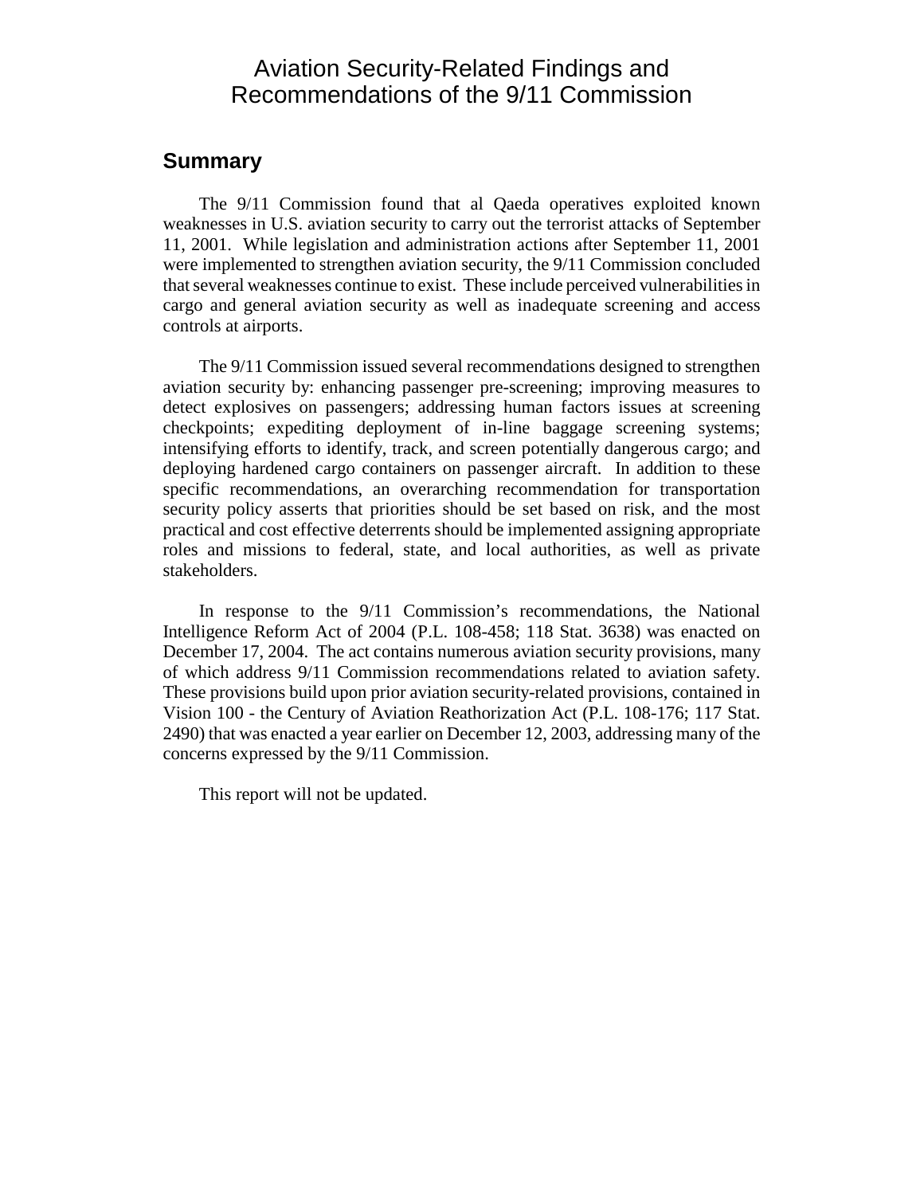# Aviation Security-Related Findings and Recommendations of the 9/11 Commission

## Summary

The 9/11 Commission found that al Qaeda operatives exploited known weaknesses in U.S. aviation security to carry out the terrorist attacks of September 11, 2001. While legislation and administration actions after September 11, 2001 were implemented to strengthen aviation security, the 9/11 Commission concluded that several weaknesses continue to exist. These include perceived vulnerabilities in cargo and general aviation security as well as inadequate screening and access controls at airports.

The 9/11 Commission issued several recommendations designed to strengthen aviation security by: enhancing passenger pre-screening; improving measures to detect explosives on passengers; addressing human factors issues at screening checkpoints; expediting deployment of in-line baggage screening systems; intensifying efforts to identify, track, and screen potentially dangerous cargo; and deploying hardened cargo containers on passenger aircraft. In addition to these specific recommendations, an overarching recommendation for transportation security policy asserts that priorities should be set based on risk, and the most practical and cost effective deterrents should be implemented assigning appropriate roles and missions to federal, state, and local authorities, as well as private stakeholders.

In response to the 9/11 Commission's recommendations, the National Intelligence Reform Act of 2004 (P.L. 108-458; 118 Stat. 3638) was enacted on December 17, 2004. The act contains numerous aviation security provisions, many of which address 9/11 Commission recommendations related to aviation safety. These provisions build upon prior aviation security-related provisions, contained in Vision 100 - the Century of Aviation Reathorization Act (P.L. 108-176; 117 Stat. 2490) that was enacted a year earlier on December 12, 2003, addressing many of the concerns expressed by the 9/11 Commission.

This report will not be updated.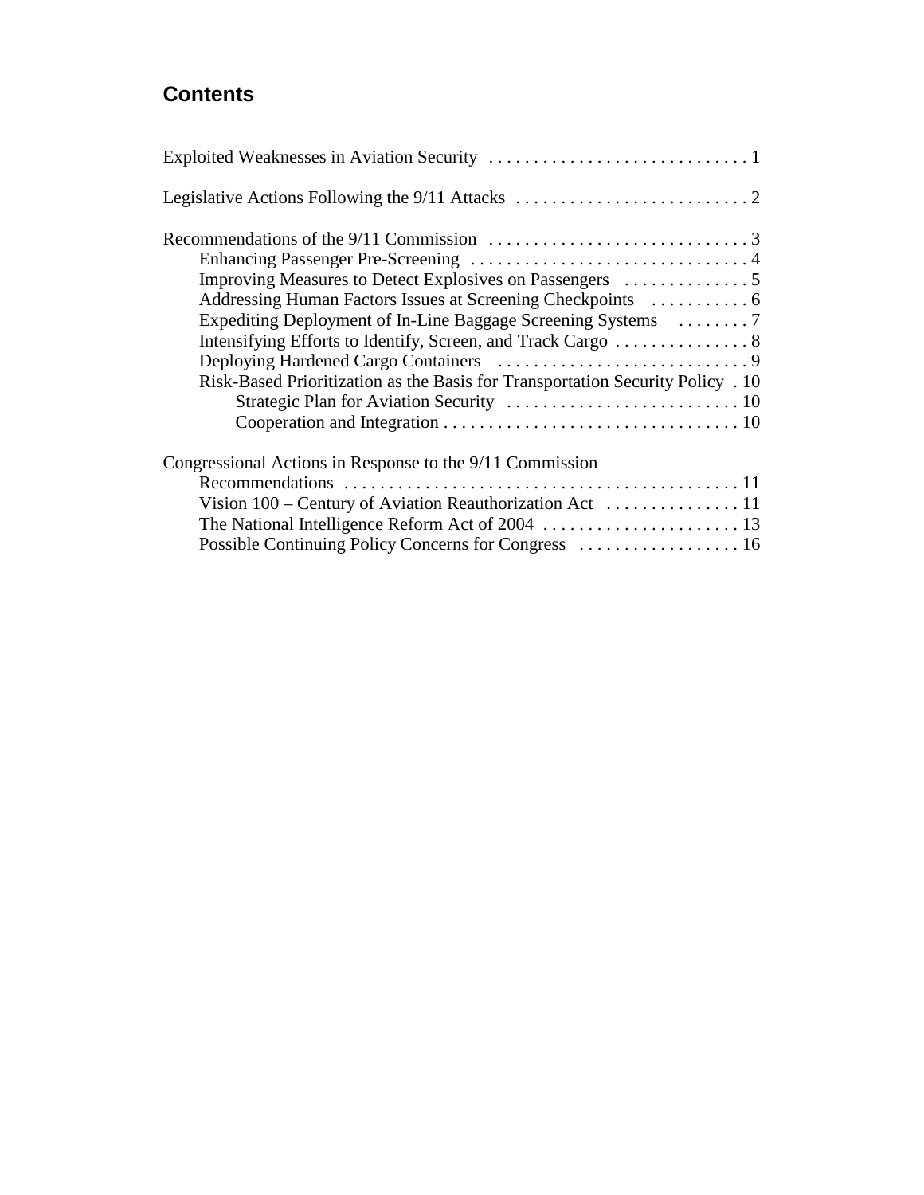## Contents

Exploited Weaknesses in Aviation Security . . . . . . . . . . . . . . . . . . . . . . . . . . . . . 1

Legislative Actions Following the 9/11 Attacks . . . . . . . . . . . . . . . . . . . . . . . . . . 2

Recommendations of the 9/11 Commission . . . . . . . . . . . . . . . . . . . . . . . . . . . . . 3
- Enhancing Passenger Pre-Screening . . . . . . . . . . . . . . . . . . . . . . . . . . . . . . . 4
- Improving Measures to Detect Explosives on Passengers . . . . . . . . . . . . . . 5
- Addressing Human Factors Issues at Screening Checkpoints . . . . . . . . . . . 6
- Expediting Deployment of In-Line Baggage Screening Systems . . . . . . . . 7
- Intensifying Efforts to Identify, Screen, and Track Cargo . . . . . . . . . . . . . . . 8
- Deploying Hardened Cargo Containers . . . . . . . . . . . . . . . . . . . . . . . . . . . . 9
- Risk-Based Prioritization as the Basis for Transportation Security Policy . 10
  - Strategic Plan for Aviation Security . . . . . . . . . . . . . . . . . . . . . . . . . . 10
  - Cooperation and Integration . . . . . . . . . . . . . . . . . . . . . . . . . . . . . . . . . 10

Congressional Actions in Response to the 9/11 Commission Recommendations . . . . . . . . . . . . . . . . . . . . . . . . . . . . . . . . . . . . . . . . . . . 11
- Vision 100 – Century of Aviation Reauthorization Act . . . . . . . . . . . . . . . 11
- The National Intelligence Reform Act of 2004 . . . . . . . . . . . . . . . . . . . . . . 13
- Possible Continuing Policy Concerns for Congress . . . . . . . . . . . . . . . . . . 16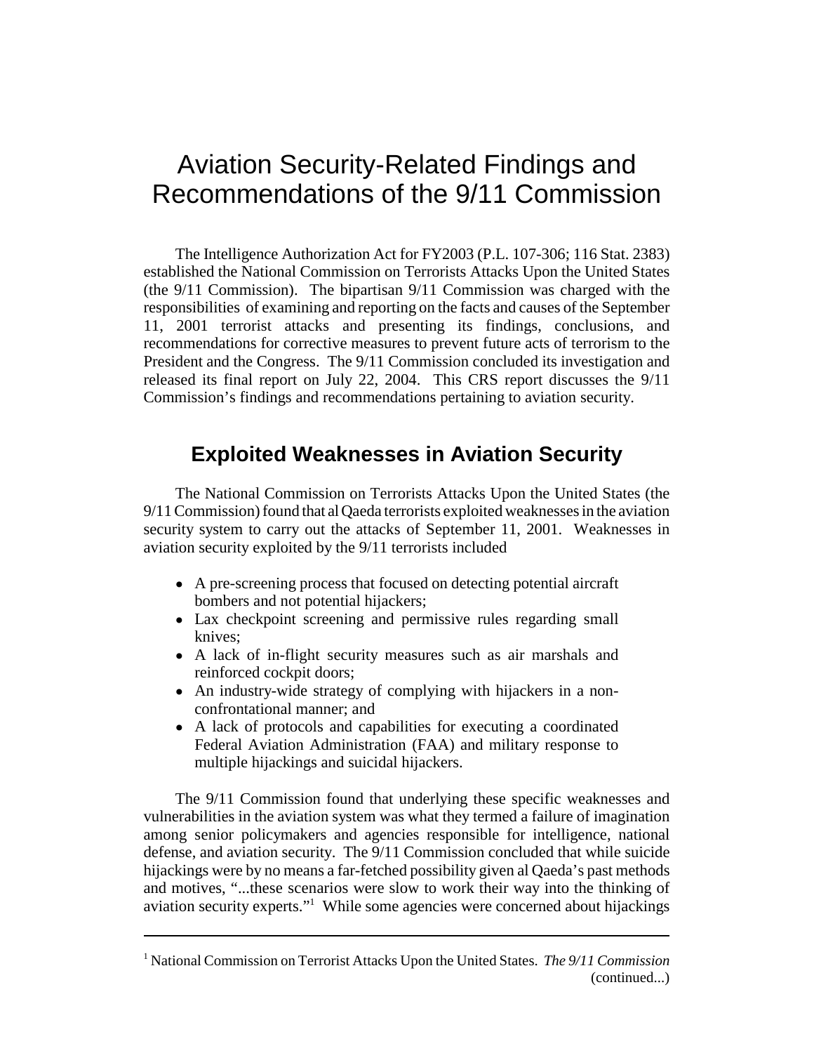# Aviation Security-Related Findings and Recommendations of the 9/11 Commission

The Intelligence Authorization Act for FY2003 (P.L. 107-306; 116 Stat. 2383) established the National Commission on Terrorists Attacks Upon the United States (the 9/11 Commission). The bipartisan 9/11 Commission was charged with the responsibilities of examining and reporting on the facts and causes of the September 11, 2001 terrorist attacks and presenting its findings, conclusions, and recommendations for corrective measures to prevent future acts of terrorism to the President and the Congress. The 9/11 Commission concluded its investigation and released its final report on July 22, 2004. This CRS report discusses the 9/11 Commission's findings and recommendations pertaining to aviation security.

## Exploited Weaknesses in Aviation Security

The National Commission on Terrorists Attacks Upon the United States (the 9/11 Commission) found that al Qaeda terrorists exploited weaknesses in the aviation security system to carry out the attacks of September 11, 2001. Weaknesses in aviation security exploited by the 9/11 terrorists included

- A pre-screening process that focused on detecting potential aircraft bombers and not potential hijackers;
- Lax checkpoint screening and permissive rules regarding small knives;
- A lack of in-flight security measures such as air marshals and reinforced cockpit doors;
- An industry-wide strategy of complying with hijackers in a non-confrontational manner; and
- A lack of protocols and capabilities for executing a coordinated Federal Aviation Administration (FAA) and military response to multiple hijackings and suicidal hijackers.

The 9/11 Commission found that underlying these specific weaknesses and vulnerabilities in the aviation system was what they termed a failure of imagination among senior policymakers and agencies responsible for intelligence, national defense, and aviation security. The 9/11 Commission concluded that while suicide hijackings were by no means a far-fetched possibility given al Qaeda's past methods and motives, "...these scenarios were slow to work their way into the thinking of aviation security experts."[1] While some agencies were concerned about hijackings

[1] National Commission on Terrorist Attacks Upon the United States. *The 9/11 Commission* (continued...)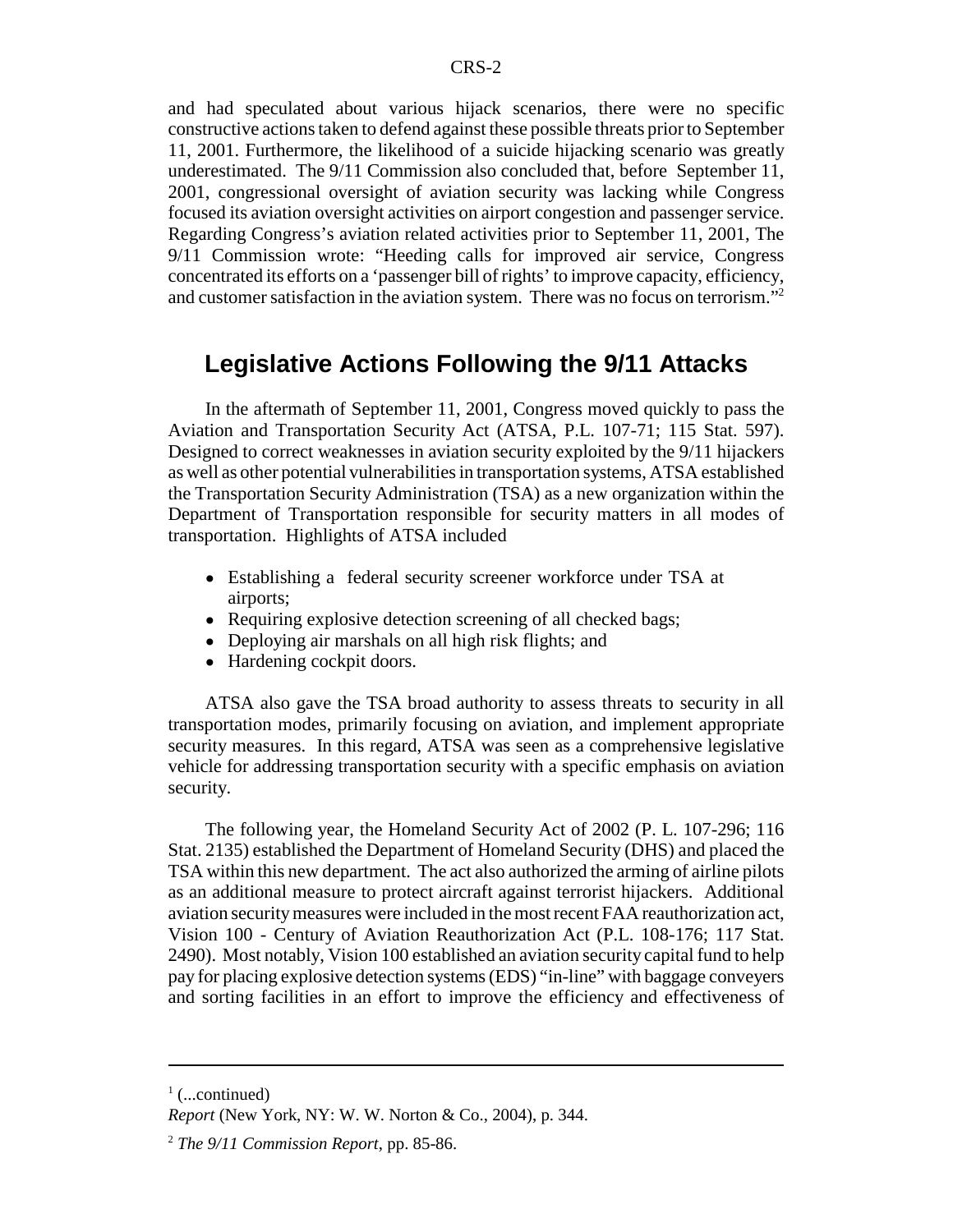and had speculated about various hijack scenarios, there were no specific constructive actions taken to defend against these possible threats prior to September 11, 2001. Furthermore, the likelihood of a suicide hijacking scenario was greatly underestimated. The 9/11 Commission also concluded that, before September 11, 2001, congressional oversight of aviation security was lacking while Congress focused its aviation oversight activities on airport congestion and passenger service. Regarding Congress's aviation related activities prior to September 11, 2001, The 9/11 Commission wrote: "Heeding calls for improved air service, Congress concentrated its efforts on a 'passenger bill of rights' to improve capacity, efficiency, and customer satisfaction in the aviation system. There was no focus on terrorism."[2]

## Legislative Actions Following the 9/11 Attacks

In the aftermath of September 11, 2001, Congress moved quickly to pass the Aviation and Transportation Security Act (ATSA, P.L. 107-71; 115 Stat. 597). Designed to correct weaknesses in aviation security exploited by the 9/11 hijackers as well as other potential vulnerabilities in transportation systems, ATSA established the Transportation Security Administration (TSA) as a new organization within the Department of Transportation responsible for security matters in all modes of transportation. Highlights of ATSA included

- Establishing a federal security screener workforce under TSA at airports;
- Requiring explosive detection screening of all checked bags;
- Deploying air marshals on all high risk flights; and
- Hardening cockpit doors.

ATSA also gave the TSA broad authority to assess threats to security in all transportation modes, primarily focusing on aviation, and implement appropriate security measures. In this regard, ATSA was seen as a comprehensive legislative vehicle for addressing transportation security with a specific emphasis on aviation security.

The following year, the Homeland Security Act of 2002 (P. L. 107-296; 116 Stat. 2135) established the Department of Homeland Security (DHS) and placed the TSA within this new department. The act also authorized the arming of airline pilots as an additional measure to protect aircraft against terrorist hijackers. Additional aviation security measures were included in the most recent FAA reauthorization act, Vision 100 - Century of Aviation Reauthorization Act (P.L. 108-176; 117 Stat. 2490). Most notably, Vision 100 established an aviation security capital fund to help pay for placing explosive detection systems (EDS) "in-line" with baggage conveyers and sorting facilities in an effort to improve the efficiency and effectiveness of

---

[1] (...continued)
*Report* (New York, NY: W. W. Norton & Co., 2004), p. 344.

[2] *The 9/11 Commission Report*, pp. 85-86.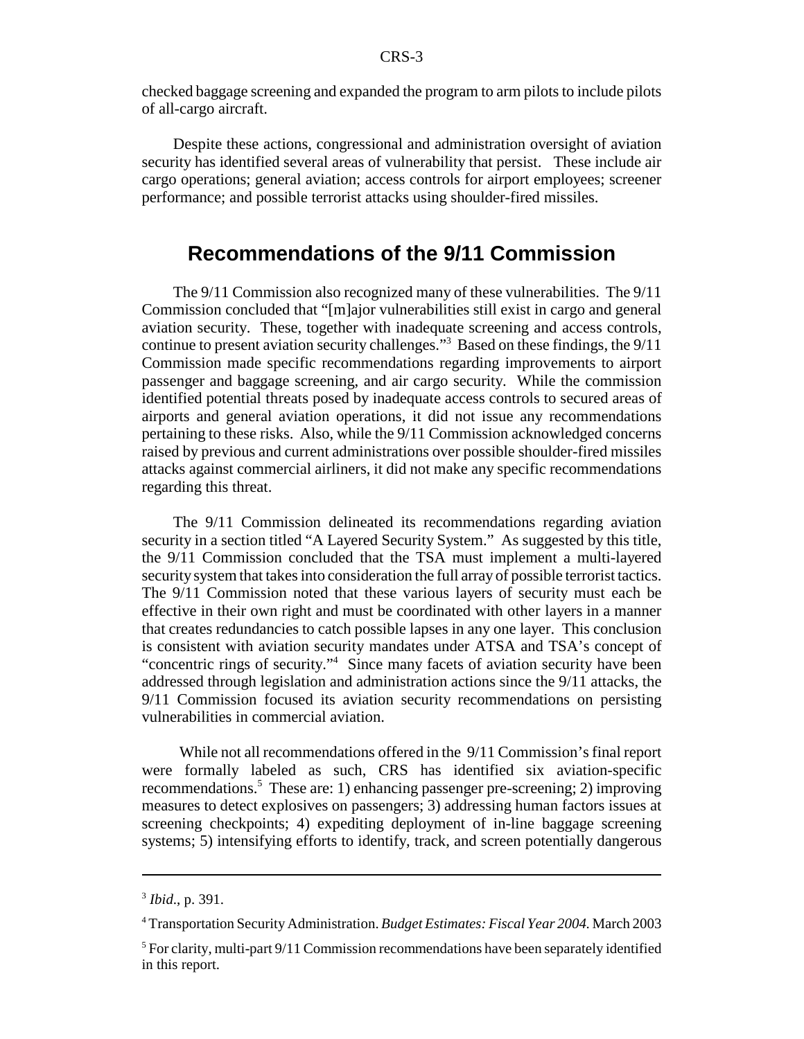checked baggage screening and expanded the program to arm pilots to include pilots of all-cargo aircraft.

Despite these actions, congressional and administration oversight of aviation security has identified several areas of vulnerability that persist. These include air cargo operations; general aviation; access controls for airport employees; screener performance; and possible terrorist attacks using shoulder-fired missiles.

## Recommendations of the 9/11 Commission

The 9/11 Commission also recognized many of these vulnerabilities. The 9/11 Commission concluded that "[m]ajor vulnerabilities still exist in cargo and general aviation security. These, together with inadequate screening and access controls, continue to present aviation security challenges."[3] Based on these findings, the 9/11 Commission made specific recommendations regarding improvements to airport passenger and baggage screening, and air cargo security. While the commission identified potential threats posed by inadequate access controls to secured areas of airports and general aviation operations, it did not issue any recommendations pertaining to these risks. Also, while the 9/11 Commission acknowledged concerns raised by previous and current administrations over possible shoulder-fired missiles attacks against commercial airliners, it did not make any specific recommendations regarding this threat.

The 9/11 Commission delineated its recommendations regarding aviation security in a section titled "A Layered Security System." As suggested by this title, the 9/11 Commission concluded that the TSA must implement a multi-layered security system that takes into consideration the full array of possible terrorist tactics. The 9/11 Commission noted that these various layers of security must each be effective in their own right and must be coordinated with other layers in a manner that creates redundancies to catch possible lapses in any one layer. This conclusion is consistent with aviation security mandates under ATSA and TSA's concept of "concentric rings of security."[4] Since many facets of aviation security have been addressed through legislation and administration actions since the 9/11 attacks, the 9/11 Commission focused its aviation security recommendations on persisting vulnerabilities in commercial aviation.

While not all recommendations offered in the 9/11 Commission's final report were formally labeled as such, CRS has identified six aviation-specific recommendations.[5] These are: 1) enhancing passenger pre-screening; 2) improving measures to detect explosives on passengers; 3) addressing human factors issues at screening checkpoints; 4) expediting deployment of in-line baggage screening systems; 5) intensifying efforts to identify, track, and screen potentially dangerous

---

[3] *Ibid.*, p. 391.

[4] Transportation Security Administration. *Budget Estimates: Fiscal Year 2004.* March 2003

[5] For clarity, multi-part 9/11 Commission recommendations have been separately identified in this report.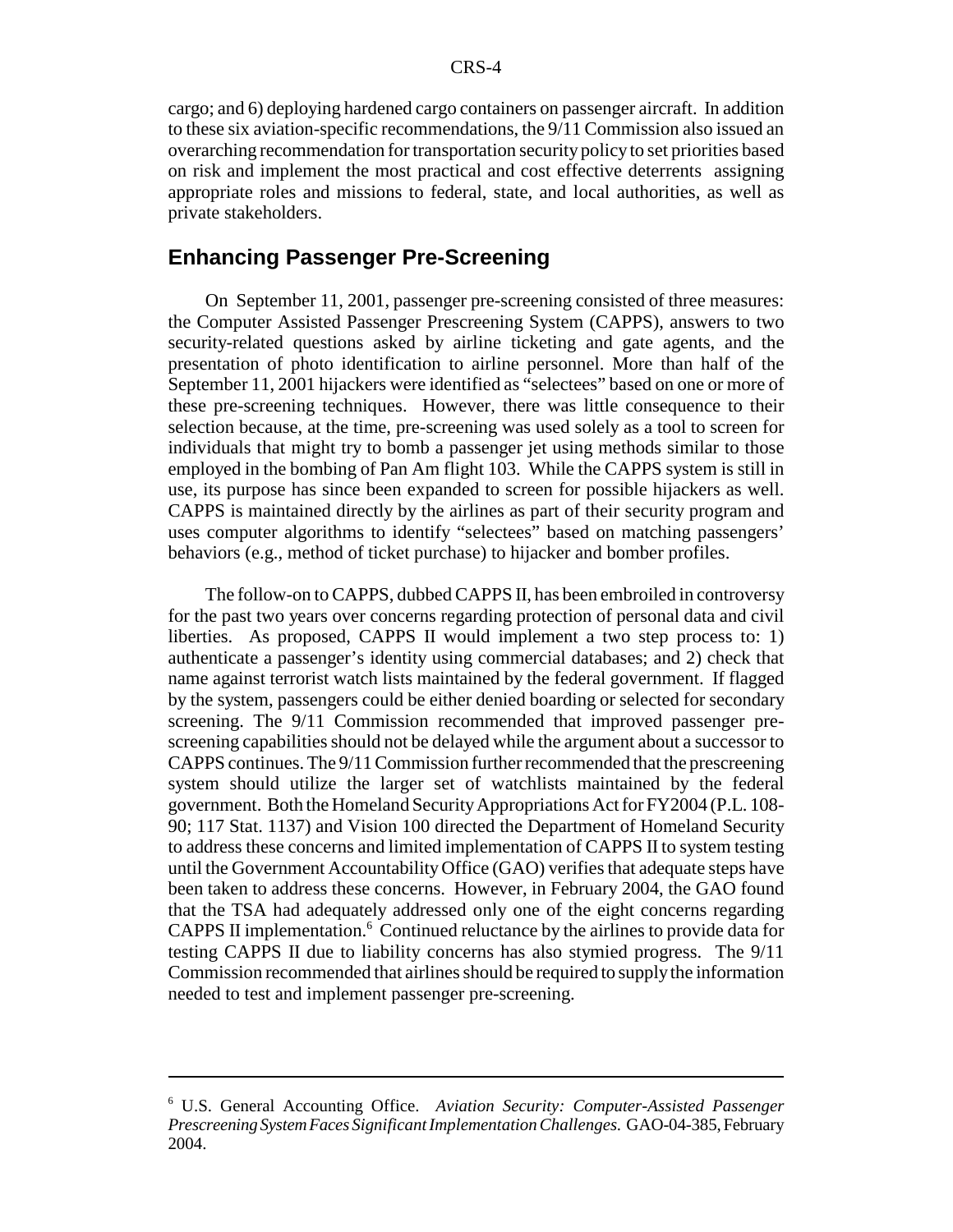cargo; and 6) deploying hardened cargo containers on passenger aircraft. In addition to these six aviation-specific recommendations, the 9/11 Commission also issued an overarching recommendation for transportation security policy to set priorities based on risk and implement the most practical and cost effective deterrents assigning appropriate roles and missions to federal, state, and local authorities, as well as private stakeholders.

## Enhancing Passenger Pre-Screening

On September 11, 2001, passenger pre-screening consisted of three measures: the Computer Assisted Passenger Prescreening System (CAPPS), answers to two security-related questions asked by airline ticketing and gate agents, and the presentation of photo identification to airline personnel. More than half of the September 11, 2001 hijackers were identified as "selectees" based on one or more of these pre-screening techniques. However, there was little consequence to their selection because, at the time, pre-screening was used solely as a tool to screen for individuals that might try to bomb a passenger jet using methods similar to those employed in the bombing of Pan Am flight 103. While the CAPPS system is still in use, its purpose has since been expanded to screen for possible hijackers as well. CAPPS is maintained directly by the airlines as part of their security program and uses computer algorithms to identify "selectees" based on matching passengers' behaviors (e.g., method of ticket purchase) to hijacker and bomber profiles.

The follow-on to CAPPS, dubbed CAPPS II, has been embroiled in controversy for the past two years over concerns regarding protection of personal data and civil liberties. As proposed, CAPPS II would implement a two step process to: 1) authenticate a passenger's identity using commercial databases; and 2) check that name against terrorist watch lists maintained by the federal government. If flagged by the system, passengers could be either denied boarding or selected for secondary screening. The 9/11 Commission recommended that improved passenger pre-screening capabilities should not be delayed while the argument about a successor to CAPPS continues. The 9/11 Commission further recommended that the prescreening system should utilize the larger set of watchlists maintained by the federal government. Both the Homeland Security Appropriations Act for FY2004 (P.L. 108-90; 117 Stat. 1137) and Vision 100 directed the Department of Homeland Security to address these concerns and limited implementation of CAPPS II to system testing until the Government Accountability Office (GAO) verifies that adequate steps have been taken to address these concerns. However, in February 2004, the GAO found that the TSA had adequately addressed only one of the eight concerns regarding CAPPS II implementation.[6] Continued reluctance by the airlines to provide data for testing CAPPS II due to liability concerns has also stymied progress. The 9/11 Commission recommended that airlines should be required to supply the information needed to test and implement passenger pre-screening.

---

[6] U.S. General Accounting Office. *Aviation Security: Computer-Assisted Passenger Prescreening System Faces Significant Implementation Challenges.* GAO-04-385, February 2004.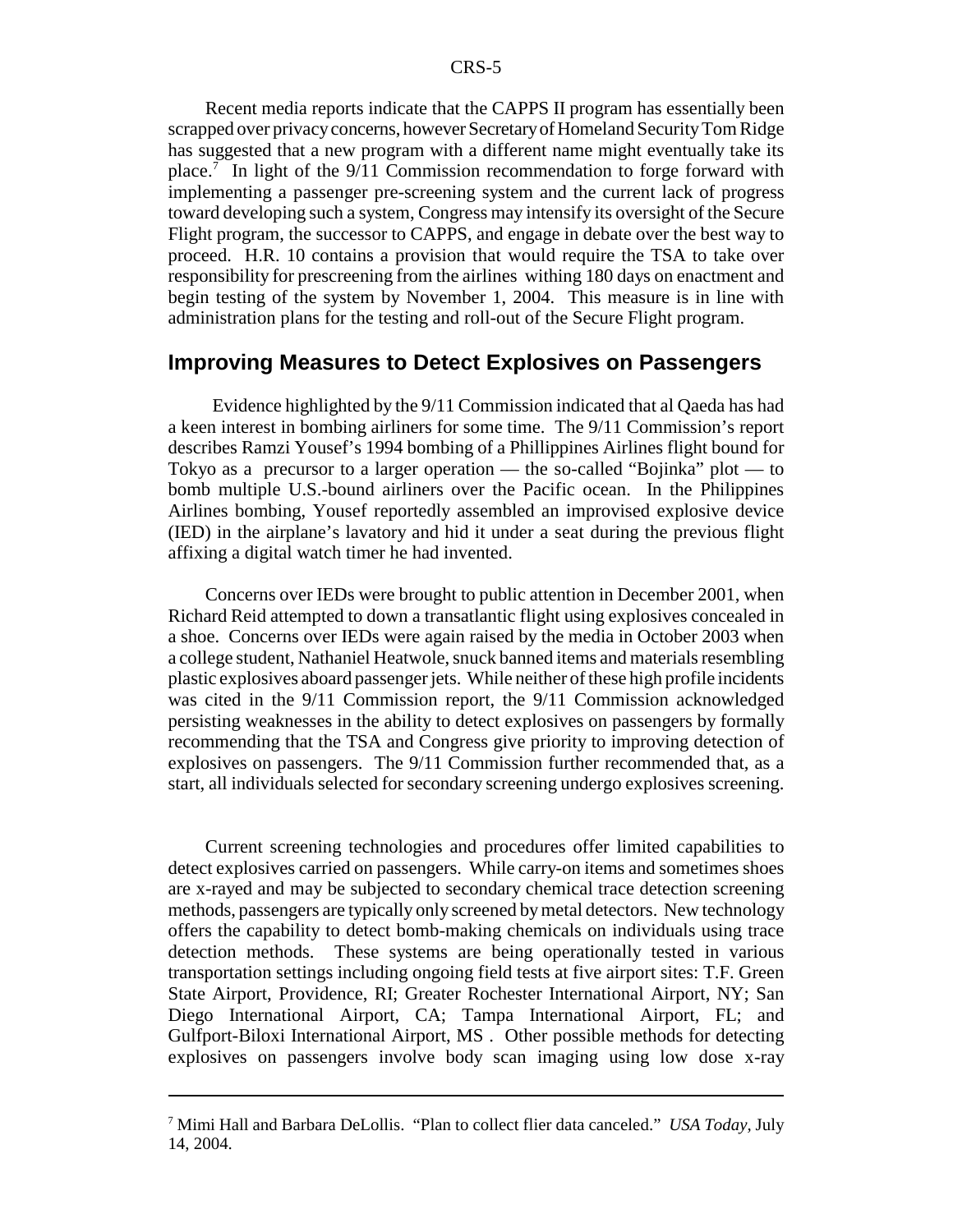Recent media reports indicate that the CAPPS II program has essentially been scrapped over privacy concerns, however Secretary of Homeland Security Tom Ridge has suggested that a new program with a different name might eventually take its place.[7] In light of the 9/11 Commission recommendation to forge forward with implementing a passenger pre-screening system and the current lack of progress toward developing such a system, Congress may intensify its oversight of the Secure Flight program, the successor to CAPPS, and engage in debate over the best way to proceed. H.R. 10 contains a provision that would require the TSA to take over responsibility for prescreening from the airlines withing 180 days on enactment and begin testing of the system by November 1, 2004. This measure is in line with administration plans for the testing and roll-out of the Secure Flight program.

## Improving Measures to Detect Explosives on Passengers

Evidence highlighted by the 9/11 Commission indicated that al Qaeda has had a keen interest in bombing airliners for some time. The 9/11 Commission's report describes Ramzi Yousef's 1994 bombing of a Phillippines Airlines flight bound for Tokyo as a precursor to a larger operation — the so-called "Bojinka" plot — to bomb multiple U.S.-bound airliners over the Pacific ocean. In the Philippines Airlines bombing, Yousef reportedly assembled an improvised explosive device (IED) in the airplane's lavatory and hid it under a seat during the previous flight affixing a digital watch timer he had invented.

Concerns over IEDs were brought to public attention in December 2001, when Richard Reid attempted to down a transatlantic flight using explosives concealed in a shoe. Concerns over IEDs were again raised by the media in October 2003 when a college student, Nathaniel Heatwole, snuck banned items and materials resembling plastic explosives aboard passenger jets. While neither of these high profile incidents was cited in the 9/11 Commission report, the 9/11 Commission acknowledged persisting weaknesses in the ability to detect explosives on passengers by formally recommending that the TSA and Congress give priority to improving detection of explosives on passengers. The 9/11 Commission further recommended that, as a start, all individuals selected for secondary screening undergo explosives screening.

Current screening technologies and procedures offer limited capabilities to detect explosives carried on passengers. While carry-on items and sometimes shoes are x-rayed and may be subjected to secondary chemical trace detection screening methods, passengers are typically only screened by metal detectors. New technology offers the capability to detect bomb-making chemicals on individuals using trace detection methods. These systems are being operationally tested in various transportation settings including ongoing field tests at five airport sites: T.F. Green State Airport, Providence, RI; Greater Rochester International Airport, NY; San Diego International Airport, CA; Tampa International Airport, FL; and Gulfport-Biloxi International Airport, MS . Other possible methods for detecting explosives on passengers involve body scan imaging using low dose x-ray

---

[7] Mimi Hall and Barbara DeLollis. "Plan to collect flier data canceled." *USA Today,* July 14, 2004.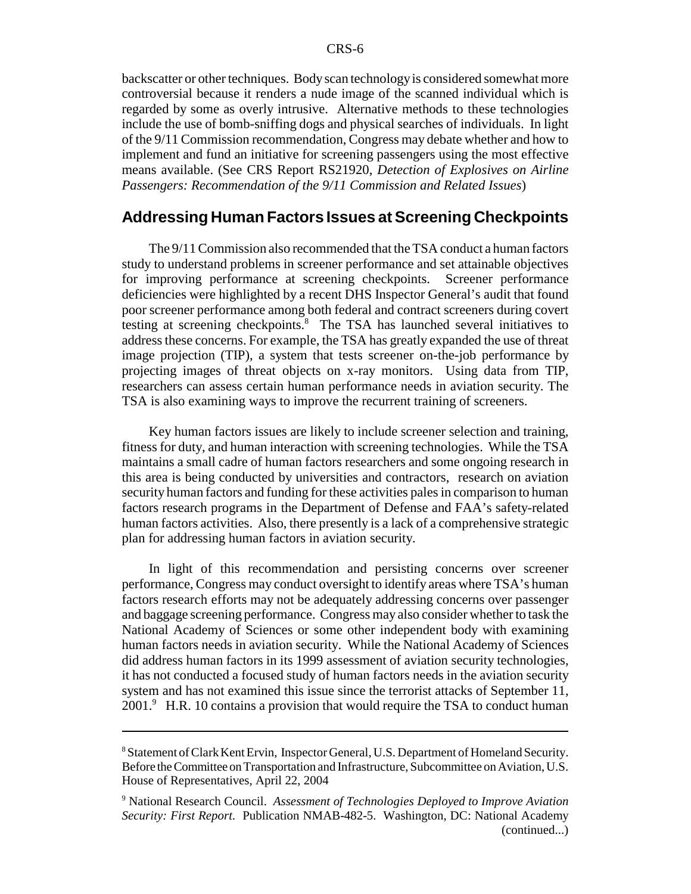backscatter or other techniques. Body scan technology is considered somewhat more controversial because it renders a nude image of the scanned individual which is regarded by some as overly intrusive. Alternative methods to these technologies include the use of bomb-sniffing dogs and physical searches of individuals. In light of the 9/11 Commission recommendation, Congress may debate whether and how to implement and fund an initiative for screening passengers using the most effective means available. (See CRS Report RS21920, *Detection of Explosives on Airline Passengers: Recommendation of the 9/11 Commission and Related Issues*)

## Addressing Human Factors Issues at Screening Checkpoints

The 9/11 Commission also recommended that the TSA conduct a human factors study to understand problems in screener performance and set attainable objectives for improving performance at screening checkpoints. Screener performance deficiencies were highlighted by a recent DHS Inspector General's audit that found poor screener performance among both federal and contract screeners during covert testing at screening checkpoints.[8] The TSA has launched several initiatives to address these concerns. For example, the TSA has greatly expanded the use of threat image projection (TIP), a system that tests screener on-the-job performance by projecting images of threat objects on x-ray monitors. Using data from TIP, researchers can assess certain human performance needs in aviation security. The TSA is also examining ways to improve the recurrent training of screeners.

Key human factors issues are likely to include screener selection and training, fitness for duty, and human interaction with screening technologies. While the TSA maintains a small cadre of human factors researchers and some ongoing research in this area is being conducted by universities and contractors, research on aviation security human factors and funding for these activities pales in comparison to human factors research programs in the Department of Defense and FAA's safety-related human factors activities. Also, there presently is a lack of a comprehensive strategic plan for addressing human factors in aviation security.

In light of this recommendation and persisting concerns over screener performance, Congress may conduct oversight to identify areas where TSA's human factors research efforts may not be adequately addressing concerns over passenger and baggage screening performance. Congress may also consider whether to task the National Academy of Sciences or some other independent body with examining human factors needs in aviation security. While the National Academy of Sciences did address human factors in its 1999 assessment of aviation security technologies, it has not conducted a focused study of human factors needs in the aviation security system and has not examined this issue since the terrorist attacks of September 11, 2001.[9] H.R. 10 contains a provision that would require the TSA to conduct human

---

[8] Statement of Clark Kent Ervin, Inspector General, U.S. Department of Homeland Security. Before the Committee on Transportation and Infrastructure, Subcommittee on Aviation, U.S. House of Representatives, April 22, 2004

[9] National Research Council. *Assessment of Technologies Deployed to Improve Aviation Security: First Report.* Publication NMAB-482-5. Washington, DC: National Academy (continued...)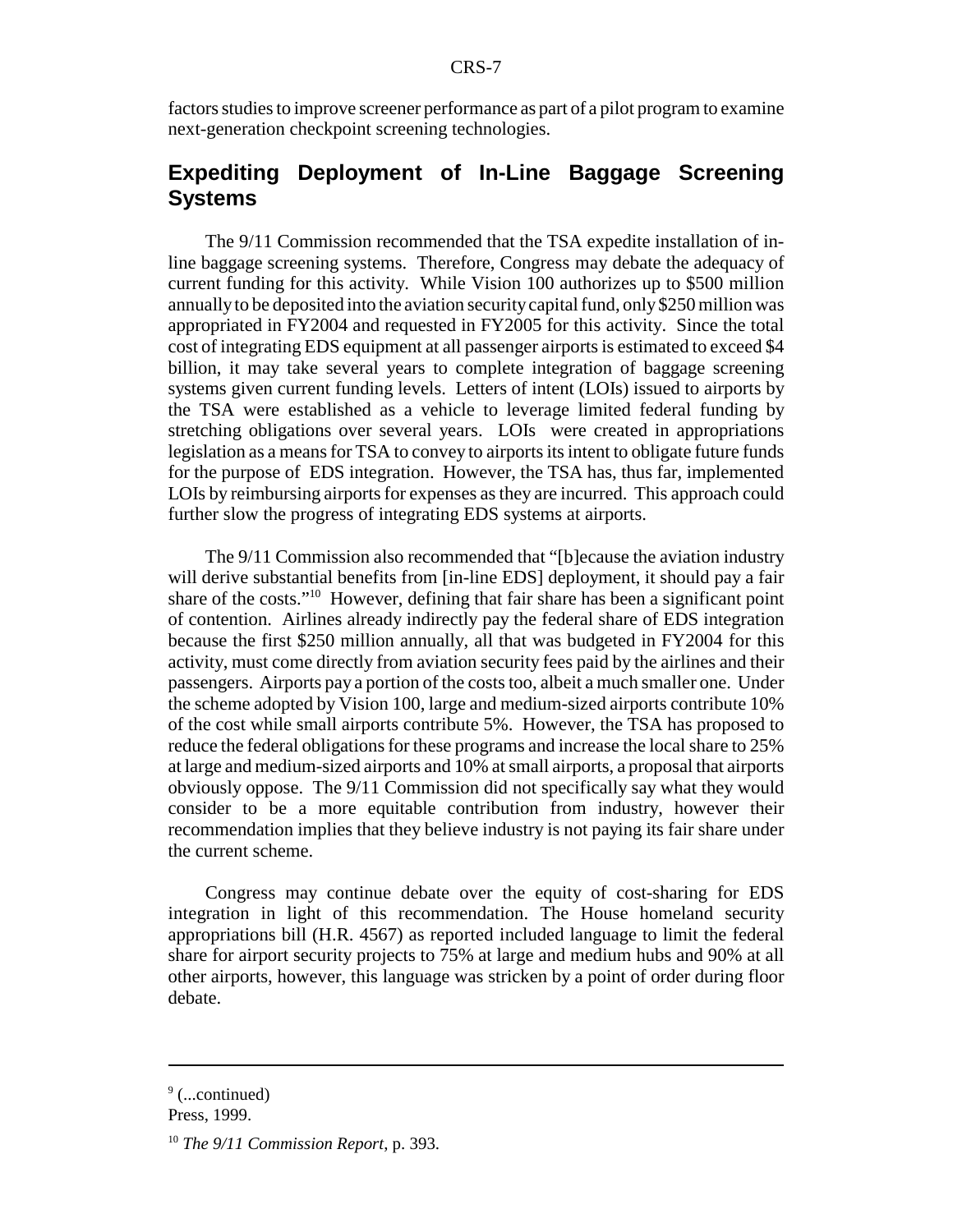factors studies to improve screener performance as part of a pilot program to examine next-generation checkpoint screening technologies.

## Expediting Deployment of In-Line Baggage Screening Systems

The 9/11 Commission recommended that the TSA expedite installation of in-line baggage screening systems. Therefore, Congress may debate the adequacy of current funding for this activity. While Vision 100 authorizes up to $500 million annually to be deposited into the aviation security capital fund, only $250 million was appropriated in FY2004 and requested in FY2005 for this activity. Since the total cost of integrating EDS equipment at all passenger airports is estimated to exceed $4 billion, it may take several years to complete integration of baggage screening systems given current funding levels. Letters of intent (LOIs) issued to airports by the TSA were established as a vehicle to leverage limited federal funding by stretching obligations over several years. LOIs were created in appropriations legislation as a means for TSA to convey to airports its intent to obligate future funds for the purpose of EDS integration. However, the TSA has, thus far, implemented LOIs by reimbursing airports for expenses as they are incurred. This approach could further slow the progress of integrating EDS systems at airports.

The 9/11 Commission also recommended that "[b]ecause the aviation industry will derive substantial benefits from [in-line EDS] deployment, it should pay a fair share of the costs."[10] However, defining that fair share has been a significant point of contention. Airlines already indirectly pay the federal share of EDS integration because the first $250 million annually, all that was budgeted in FY2004 for this activity, must come directly from aviation security fees paid by the airlines and their passengers. Airports pay a portion of the costs too, albeit a much smaller one. Under the scheme adopted by Vision 100, large and medium-sized airports contribute 10% of the cost while small airports contribute 5%. However, the TSA has proposed to reduce the federal obligations for these programs and increase the local share to 25% at large and medium-sized airports and 10% at small airports, a proposal that airports obviously oppose. The 9/11 Commission did not specifically say what they would consider to be a more equitable contribution from industry, however their recommendation implies that they believe industry is not paying its fair share under the current scheme.

Congress may continue debate over the equity of cost-sharing for EDS integration in light of this recommendation. The House homeland security appropriations bill (H.R. 4567) as reported included language to limit the federal share for airport security projects to 75% at large and medium hubs and 90% at all other airports, however, this language was stricken by a point of order during floor debate.

---

[9] (...continued)
Press, 1999.

[10] *The 9/11 Commission Report*, p. 393.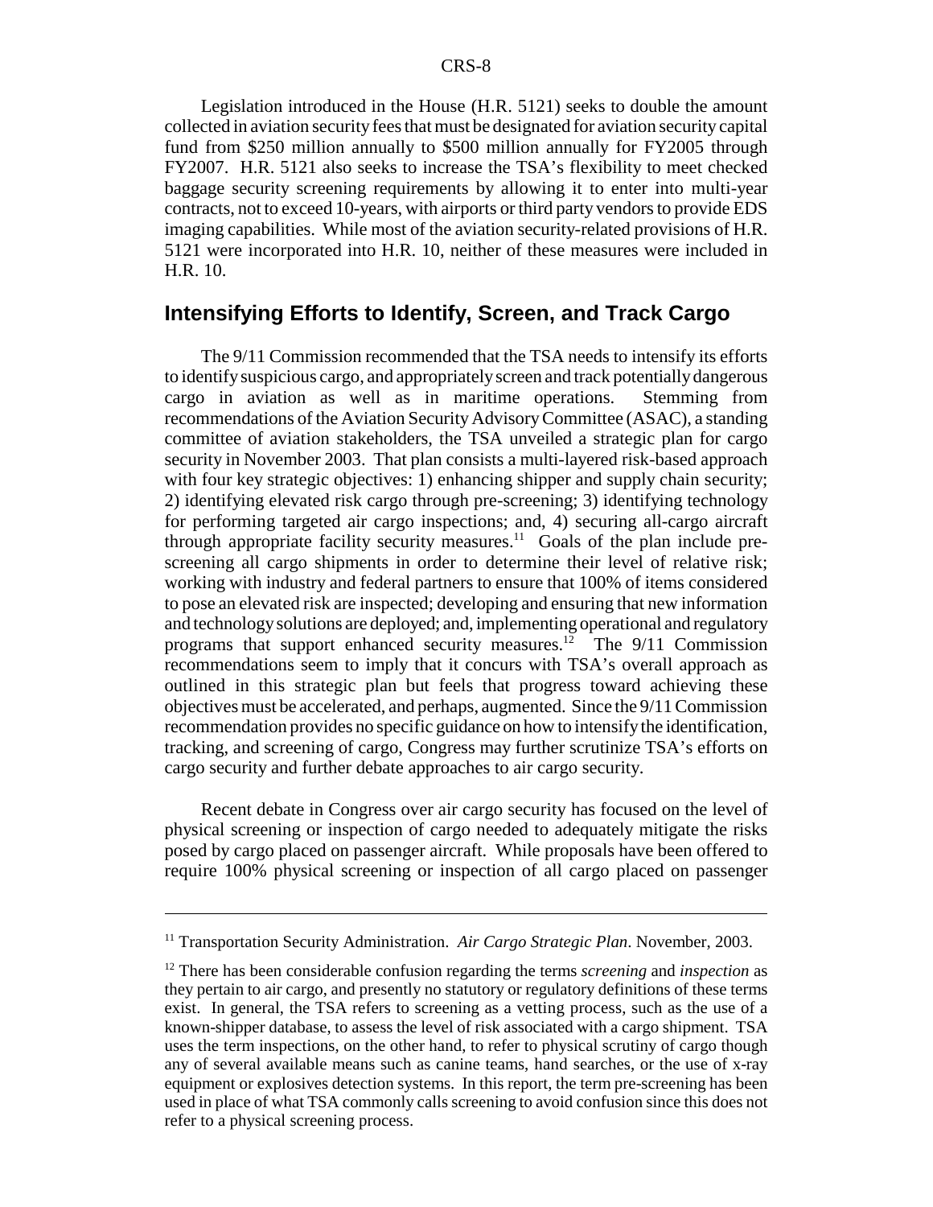Legislation introduced in the House (H.R. 5121) seeks to double the amount collected in aviation security fees that must be designated for aviation security capital fund from $250 million annually to $500 million annually for FY2005 through FY2007. H.R. 5121 also seeks to increase the TSA's flexibility to meet checked baggage security screening requirements by allowing it to enter into multi-year contracts, not to exceed 10-years, with airports or third party vendors to provide EDS imaging capabilities. While most of the aviation security-related provisions of H.R. 5121 were incorporated into H.R. 10, neither of these measures were included in H.R. 10.

## Intensifying Efforts to Identify, Screen, and Track Cargo

The 9/11 Commission recommended that the TSA needs to intensify its efforts to identify suspicious cargo, and appropriately screen and track potentially dangerous cargo in aviation as well as in maritime operations. Stemming from recommendations of the Aviation Security Advisory Committee (ASAC), a standing committee of aviation stakeholders, the TSA unveiled a strategic plan for cargo security in November 2003. That plan consists a multi-layered risk-based approach with four key strategic objectives: 1) enhancing shipper and supply chain security; 2) identifying elevated risk cargo through pre-screening; 3) identifying technology for performing targeted air cargo inspections; and, 4) securing all-cargo aircraft through appropriate facility security measures.[11] Goals of the plan include pre-screening all cargo shipments in order to determine their level of relative risk; working with industry and federal partners to ensure that 100% of items considered to pose an elevated risk are inspected; developing and ensuring that new information and technology solutions are deployed; and, implementing operational and regulatory programs that support enhanced security measures.[12] The 9/11 Commission recommendations seem to imply that it concurs with TSA's overall approach as outlined in this strategic plan but feels that progress toward achieving these objectives must be accelerated, and perhaps, augmented. Since the 9/11 Commission recommendation provides no specific guidance on how to intensify the identification, tracking, and screening of cargo, Congress may further scrutinize TSA's efforts on cargo security and further debate approaches to air cargo security.

Recent debate in Congress over air cargo security has focused on the level of physical screening or inspection of cargo needed to adequately mitigate the risks posed by cargo placed on passenger aircraft. While proposals have been offered to require 100% physical screening or inspection of all cargo placed on passenger

---

[11] Transportation Security Administration. *Air Cargo Strategic Plan*. November, 2003.

[12] There has been considerable confusion regarding the terms *screening* and *inspection* as they pertain to air cargo, and presently no statutory or regulatory definitions of these terms exist. In general, the TSA refers to screening as a vetting process, such as the use of a known-shipper database, to assess the level of risk associated with a cargo shipment. TSA uses the term inspections, on the other hand, to refer to physical scrutiny of cargo though any of several available means such as canine teams, hand searches, or the use of x-ray equipment or explosives detection systems. In this report, the term pre-screening has been used in place of what TSA commonly calls screening to avoid confusion since this does not refer to a physical screening process.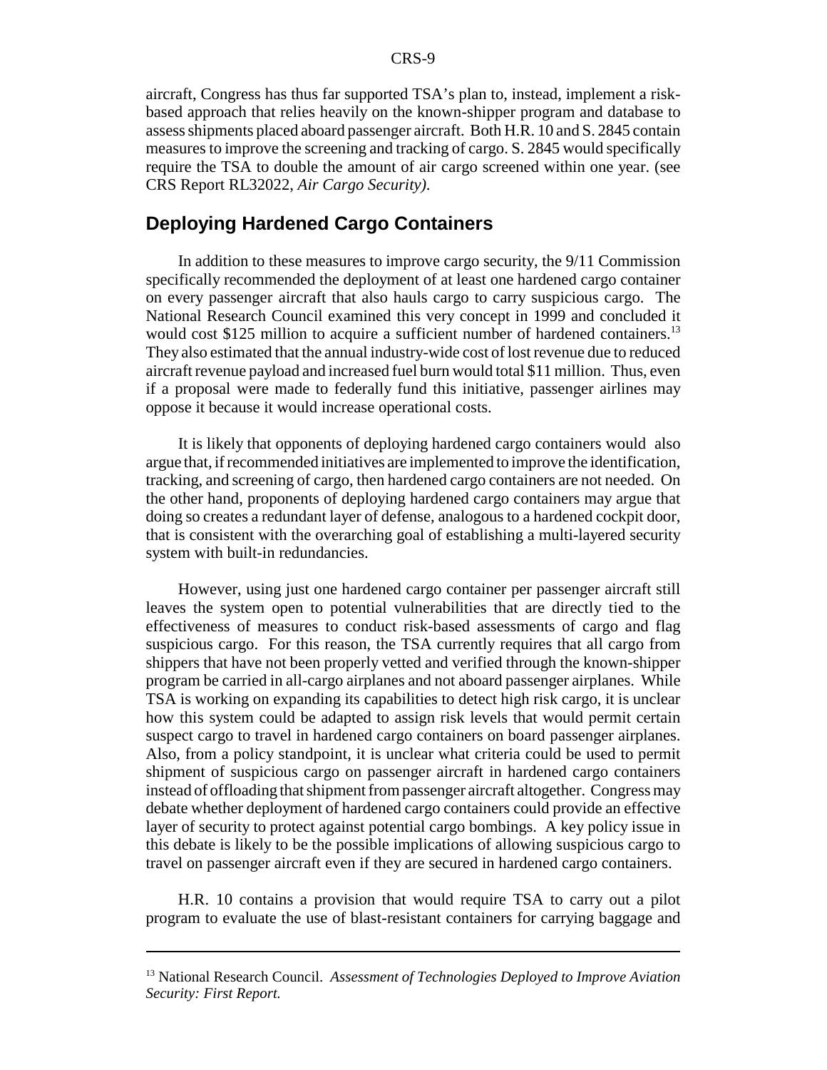aircraft, Congress has thus far supported TSA's plan to, instead, implement a risk-based approach that relies heavily on the known-shipper program and database to assess shipments placed aboard passenger aircraft. Both H.R. 10 and S. 2845 contain measures to improve the screening and tracking of cargo. S. 2845 would specifically require the TSA to double the amount of air cargo screened within one year. (see CRS Report RL32022, *Air Cargo Security)*.

## Deploying Hardened Cargo Containers

In addition to these measures to improve cargo security, the 9/11 Commission specifically recommended the deployment of at least one hardened cargo container on every passenger aircraft that also hauls cargo to carry suspicious cargo. The National Research Council examined this very concept in 1999 and concluded it would cost $125 million to acquire a sufficient number of hardened containers.[13] They also estimated that the annual industry-wide cost of lost revenue due to reduced aircraft revenue payload and increased fuel burn would total $11 million. Thus, even if a proposal were made to federally fund this initiative, passenger airlines may oppose it because it would increase operational costs.

It is likely that opponents of deploying hardened cargo containers would also argue that, if recommended initiatives are implemented to improve the identification, tracking, and screening of cargo, then hardened cargo containers are not needed. On the other hand, proponents of deploying hardened cargo containers may argue that doing so creates a redundant layer of defense, analogous to a hardened cockpit door, that is consistent with the overarching goal of establishing a multi-layered security system with built-in redundancies.

However, using just one hardened cargo container per passenger aircraft still leaves the system open to potential vulnerabilities that are directly tied to the effectiveness of measures to conduct risk-based assessments of cargo and flag suspicious cargo. For this reason, the TSA currently requires that all cargo from shippers that have not been properly vetted and verified through the known-shipper program be carried in all-cargo airplanes and not aboard passenger airplanes. While TSA is working on expanding its capabilities to detect high risk cargo, it is unclear how this system could be adapted to assign risk levels that would permit certain suspect cargo to travel in hardened cargo containers on board passenger airplanes. Also, from a policy standpoint, it is unclear what criteria could be used to permit shipment of suspicious cargo on passenger aircraft in hardened cargo containers instead of offloading that shipment from passenger aircraft altogether. Congress may debate whether deployment of hardened cargo containers could provide an effective layer of security to protect against potential cargo bombings. A key policy issue in this debate is likely to be the possible implications of allowing suspicious cargo to travel on passenger aircraft even if they are secured in hardened cargo containers.

H.R. 10 contains a provision that would require TSA to carry out a pilot program to evaluate the use of blast-resistant containers for carrying baggage and

---

[13] National Research Council. *Assessment of Technologies Deployed to Improve Aviation Security: First Report.*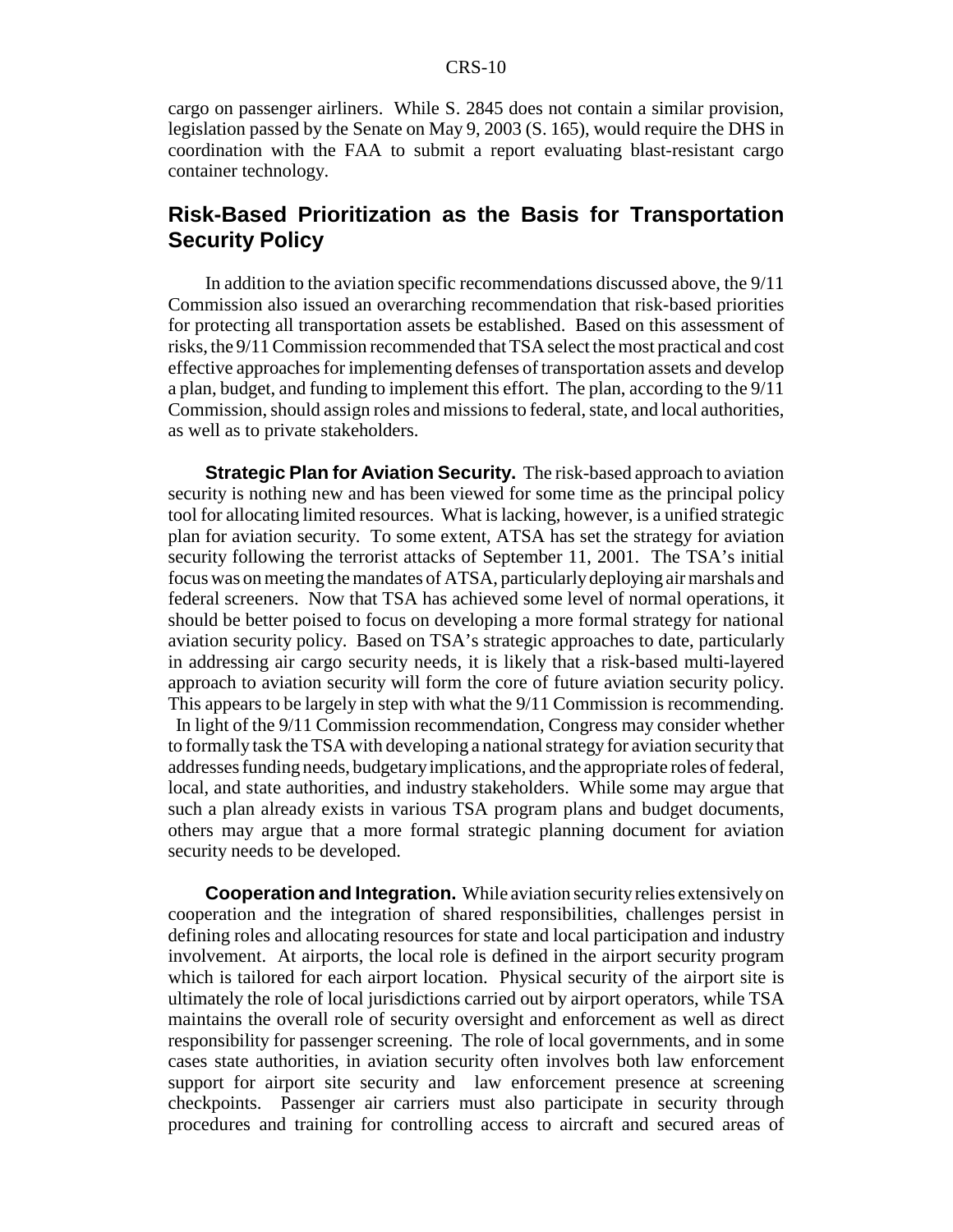cargo on passenger airliners. While S. 2845 does not contain a similar provision, legislation passed by the Senate on May 9, 2003 (S. 165), would require the DHS in coordination with the FAA to submit a report evaluating blast-resistant cargo container technology.

## Risk-Based Prioritization as the Basis for Transportation Security Policy

In addition to the aviation specific recommendations discussed above, the 9/11 Commission also issued an overarching recommendation that risk-based priorities for protecting all transportation assets be established. Based on this assessment of risks, the 9/11 Commission recommended that TSA select the most practical and cost effective approaches for implementing defenses of transportation assets and develop a plan, budget, and funding to implement this effort. The plan, according to the 9/11 Commission, should assign roles and missions to federal, state, and local authorities, as well as to private stakeholders.

**Strategic Plan for Aviation Security.** The risk-based approach to aviation security is nothing new and has been viewed for some time as the principal policy tool for allocating limited resources. What is lacking, however, is a unified strategic plan for aviation security. To some extent, ATSA has set the strategy for aviation security following the terrorist attacks of September 11, 2001. The TSA's initial focus was on meeting the mandates of ATSA, particularly deploying air marshals and federal screeners. Now that TSA has achieved some level of normal operations, it should be better poised to focus on developing a more formal strategy for national aviation security policy. Based on TSA's strategic approaches to date, particularly in addressing air cargo security needs, it is likely that a risk-based multi-layered approach to aviation security will form the core of future aviation security policy. This appears to be largely in step with what the 9/11 Commission is recommending. In light of the 9/11 Commission recommendation, Congress may consider whether to formally task the TSA with developing a national strategy for aviation security that addresses funding needs, budgetary implications, and the appropriate roles of federal, local, and state authorities, and industry stakeholders. While some may argue that such a plan already exists in various TSA program plans and budget documents, others may argue that a more formal strategic planning document for aviation security needs to be developed.

**Cooperation and Integration.** While aviation security relies extensively on cooperation and the integration of shared responsibilities, challenges persist in defining roles and allocating resources for state and local participation and industry involvement. At airports, the local role is defined in the airport security program which is tailored for each airport location. Physical security of the airport site is ultimately the role of local jurisdictions carried out by airport operators, while TSA maintains the overall role of security oversight and enforcement as well as direct responsibility for passenger screening. The role of local governments, and in some cases state authorities, in aviation security often involves both law enforcement support for airport site security and law enforcement presence at screening checkpoints. Passenger air carriers must also participate in security through procedures and training for controlling access to aircraft and secured areas of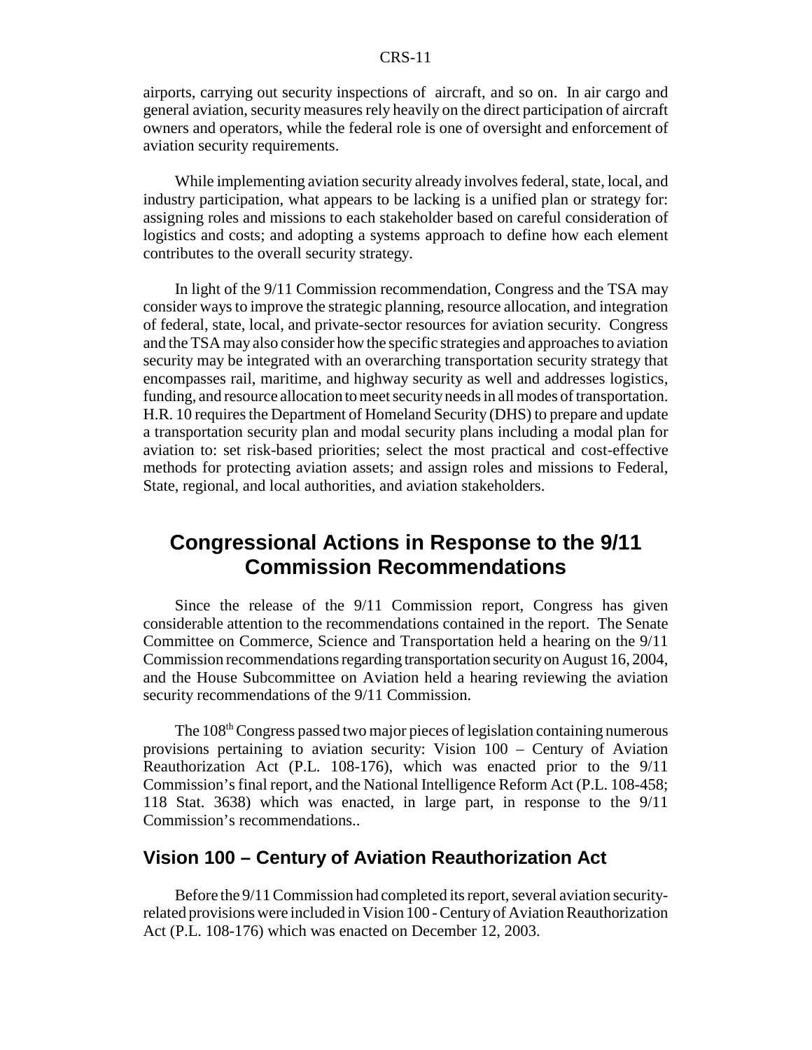airports, carrying out security inspections of aircraft, and so on. In air cargo and general aviation, security measures rely heavily on the direct participation of aircraft owners and operators, while the federal role is one of oversight and enforcement of aviation security requirements.

While implementing aviation security already involves federal, state, local, and industry participation, what appears to be lacking is a unified plan or strategy for: assigning roles and missions to each stakeholder based on careful consideration of logistics and costs; and adopting a systems approach to define how each element contributes to the overall security strategy.

In light of the 9/11 Commission recommendation, Congress and the TSA may consider ways to improve the strategic planning, resource allocation, and integration of federal, state, local, and private-sector resources for aviation security. Congress and the TSA may also consider how the specific strategies and approaches to aviation security may be integrated with an overarching transportation security strategy that encompasses rail, maritime, and highway security as well and addresses logistics, funding, and resource allocation to meet security needs in all modes of transportation. H.R. 10 requires the Department of Homeland Security (DHS) to prepare and update a transportation security plan and modal security plans including a modal plan for aviation to: set risk-based priorities; select the most practical and cost-effective methods for protecting aviation assets; and assign roles and missions to Federal, State, regional, and local authorities, and aviation stakeholders.

## Congressional Actions in Response to the 9/11 Commission Recommendations

Since the release of the 9/11 Commission report, Congress has given considerable attention to the recommendations contained in the report. The Senate Committee on Commerce, Science and Transportation held a hearing on the 9/11 Commission recommendations regarding transportation security on August 16, 2004, and the House Subcommittee on Aviation held a hearing reviewing the aviation security recommendations of the 9/11 Commission.

The 108th Congress passed two major pieces of legislation containing numerous provisions pertaining to aviation security: Vision 100 – Century of Aviation Reauthorization Act (P.L. 108-176), which was enacted prior to the 9/11 Commission's final report, and the National Intelligence Reform Act (P.L. 108-458; 118 Stat. 3638) which was enacted, in large part, in response to the 9/11 Commission's recommendations..

### Vision 100 – Century of Aviation Reauthorization Act

Before the 9/11 Commission had completed its report, several aviation security-related provisions were included in Vision 100 - Century of Aviation Reauthorization Act (P.L. 108-176) which was enacted on December 12, 2003.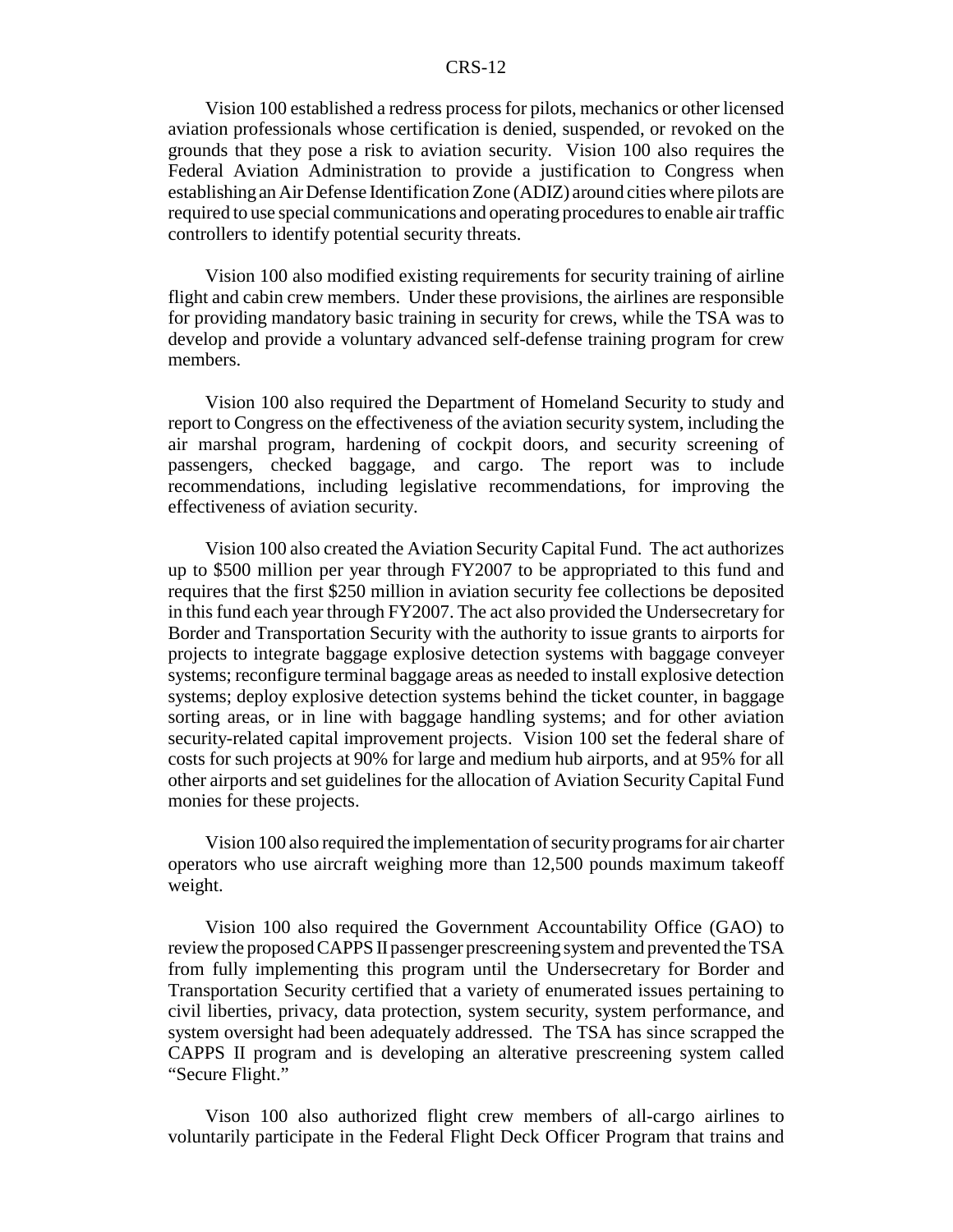Vision 100 established a redress process for pilots, mechanics or other licensed aviation professionals whose certification is denied, suspended, or revoked on the grounds that they pose a risk to aviation security. Vision 100 also requires the Federal Aviation Administration to provide a justification to Congress when establishing an Air Defense Identification Zone (ADIZ) around cities where pilots are required to use special communications and operating procedures to enable air traffic controllers to identify potential security threats.

Vision 100 also modified existing requirements for security training of airline flight and cabin crew members. Under these provisions, the airlines are responsible for providing mandatory basic training in security for crews, while the TSA was to develop and provide a voluntary advanced self-defense training program for crew members.

Vision 100 also required the Department of Homeland Security to study and report to Congress on the effectiveness of the aviation security system, including the air marshal program, hardening of cockpit doors, and security screening of passengers, checked baggage, and cargo. The report was to include recommendations, including legislative recommendations, for improving the effectiveness of aviation security.

Vision 100 also created the Aviation Security Capital Fund. The act authorizes up to $500 million per year through FY2007 to be appropriated to this fund and requires that the first $250 million in aviation security fee collections be deposited in this fund each year through FY2007. The act also provided the Undersecretary for Border and Transportation Security with the authority to issue grants to airports for projects to integrate baggage explosive detection systems with baggage conveyer systems; reconfigure terminal baggage areas as needed to install explosive detection systems; deploy explosive detection systems behind the ticket counter, in baggage sorting areas, or in line with baggage handling systems; and for other aviation security-related capital improvement projects. Vision 100 set the federal share of costs for such projects at 90% for large and medium hub airports, and at 95% for all other airports and set guidelines for the allocation of Aviation Security Capital Fund monies for these projects.

Vision 100 also required the implementation of security programs for air charter operators who use aircraft weighing more than 12,500 pounds maximum takeoff weight.

Vision 100 also required the Government Accountability Office (GAO) to review the proposed CAPPS II passenger prescreening system and prevented the TSA from fully implementing this program until the Undersecretary for Border and Transportation Security certified that a variety of enumerated issues pertaining to civil liberties, privacy, data protection, system security, system performance, and system oversight had been adequately addressed. The TSA has since scrapped the CAPPS II program and is developing an alterative prescreening system called "Secure Flight."

Vison 100 also authorized flight crew members of all-cargo airlines to voluntarily participate in the Federal Flight Deck Officer Program that trains and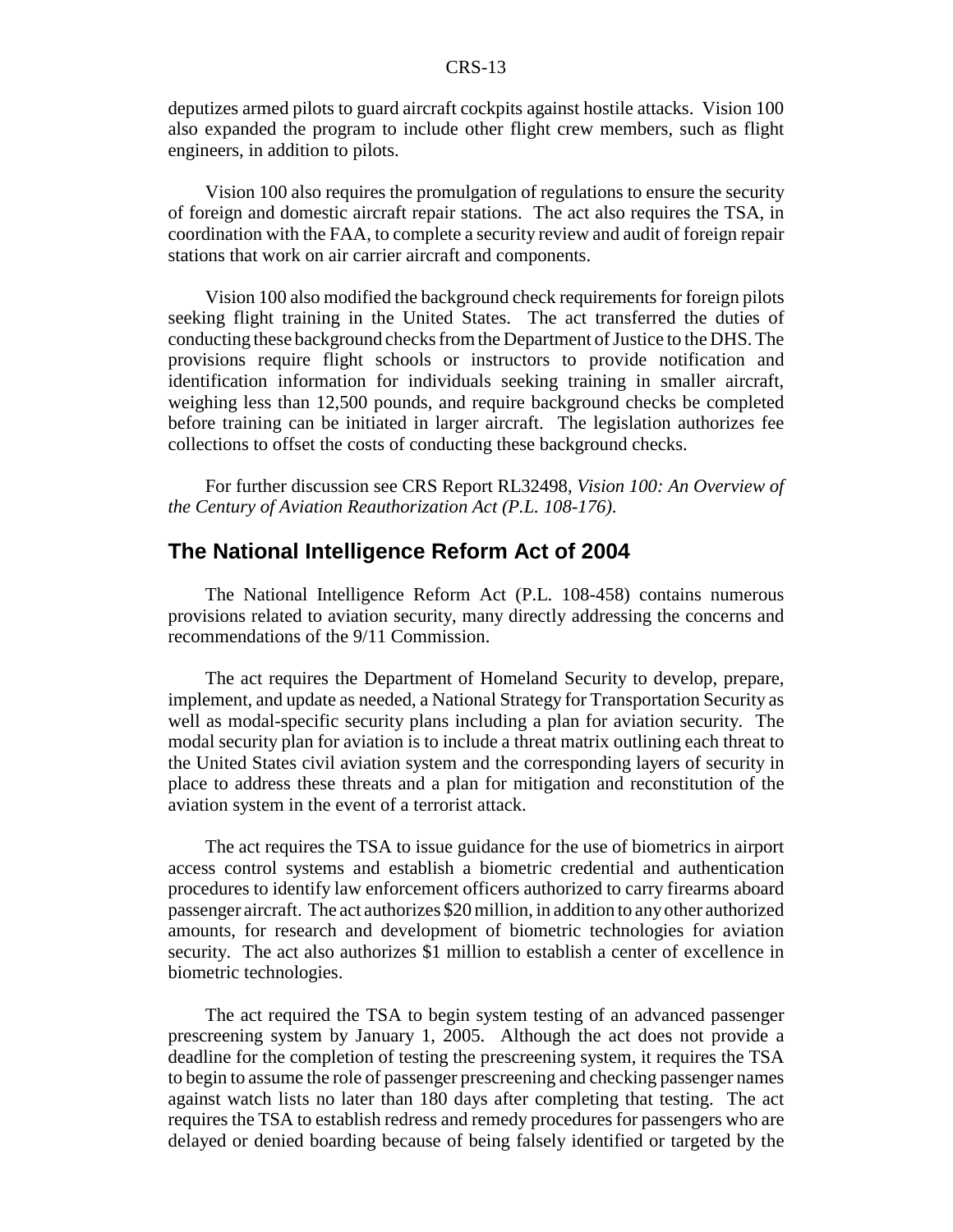deputizes armed pilots to guard aircraft cockpits against hostile attacks. Vision 100 also expanded the program to include other flight crew members, such as flight engineers, in addition to pilots.

Vision 100 also requires the promulgation of regulations to ensure the security of foreign and domestic aircraft repair stations. The act also requires the TSA, in coordination with the FAA, to complete a security review and audit of foreign repair stations that work on air carrier aircraft and components.

Vision 100 also modified the background check requirements for foreign pilots seeking flight training in the United States. The act transferred the duties of conducting these background checks from the Department of Justice to the DHS. The provisions require flight schools or instructors to provide notification and identification information for individuals seeking training in smaller aircraft, weighing less than 12,500 pounds, and require background checks be completed before training can be initiated in larger aircraft. The legislation authorizes fee collections to offset the costs of conducting these background checks.

For further discussion see CRS Report RL32498, *Vision 100: An Overview of the Century of Aviation Reauthorization Act (P.L. 108-176)*.

## The National Intelligence Reform Act of 2004

The National Intelligence Reform Act (P.L. 108-458) contains numerous provisions related to aviation security, many directly addressing the concerns and recommendations of the 9/11 Commission.

The act requires the Department of Homeland Security to develop, prepare, implement, and update as needed, a National Strategy for Transportation Security as well as modal-specific security plans including a plan for aviation security. The modal security plan for aviation is to include a threat matrix outlining each threat to the United States civil aviation system and the corresponding layers of security in place to address these threats and a plan for mitigation and reconstitution of the aviation system in the event of a terrorist attack.

The act requires the TSA to issue guidance for the use of biometrics in airport access control systems and establish a biometric credential and authentication procedures to identify law enforcement officers authorized to carry firearms aboard passenger aircraft. The act authorizes $20 million, in addition to any other authorized amounts, for research and development of biometric technologies for aviation security. The act also authorizes $1 million to establish a center of excellence in biometric technologies.

The act required the TSA to begin system testing of an advanced passenger prescreening system by January 1, 2005. Although the act does not provide a deadline for the completion of testing the prescreening system, it requires the TSA to begin to assume the role of passenger prescreening and checking passenger names against watch lists no later than 180 days after completing that testing. The act requires the TSA to establish redress and remedy procedures for passengers who are delayed or denied boarding because of being falsely identified or targeted by the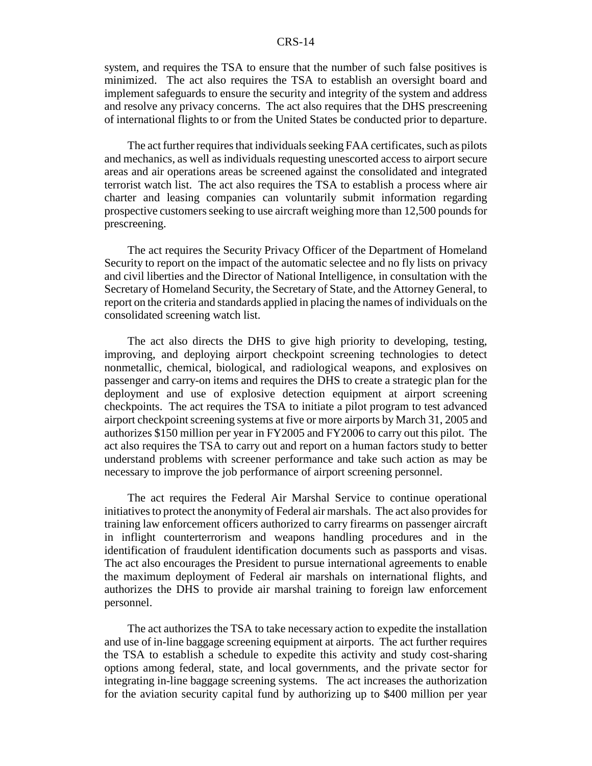system, and requires the TSA to ensure that the number of such false positives is minimized. The act also requires the TSA to establish an oversight board and implement safeguards to ensure the security and integrity of the system and address and resolve any privacy concerns. The act also requires that the DHS prescreening of international flights to or from the United States be conducted prior to departure.

The act further requires that individuals seeking FAA certificates, such as pilots and mechanics, as well as individuals requesting unescorted access to airport secure areas and air operations areas be screened against the consolidated and integrated terrorist watch list. The act also requires the TSA to establish a process where air charter and leasing companies can voluntarily submit information regarding prospective customers seeking to use aircraft weighing more than 12,500 pounds for prescreening.

The act requires the Security Privacy Officer of the Department of Homeland Security to report on the impact of the automatic selectee and no fly lists on privacy and civil liberties and the Director of National Intelligence, in consultation with the Secretary of Homeland Security, the Secretary of State, and the Attorney General, to report on the criteria and standards applied in placing the names of individuals on the consolidated screening watch list.

The act also directs the DHS to give high priority to developing, testing, improving, and deploying airport checkpoint screening technologies to detect nonmetallic, chemical, biological, and radiological weapons, and explosives on passenger and carry-on items and requires the DHS to create a strategic plan for the deployment and use of explosive detection equipment at airport screening checkpoints. The act requires the TSA to initiate a pilot program to test advanced airport checkpoint screening systems at five or more airports by March 31, 2005 and authorizes $150 million per year in FY2005 and FY2006 to carry out this pilot. The act also requires the TSA to carry out and report on a human factors study to better understand problems with screener performance and take such action as may be necessary to improve the job performance of airport screening personnel.

The act requires the Federal Air Marshal Service to continue operational initiatives to protect the anonymity of Federal air marshals. The act also provides for training law enforcement officers authorized to carry firearms on passenger aircraft in inflight counterterrorism and weapons handling procedures and in the identification of fraudulent identification documents such as passports and visas. The act also encourages the President to pursue international agreements to enable the maximum deployment of Federal air marshals on international flights, and authorizes the DHS to provide air marshal training to foreign law enforcement personnel.

The act authorizes the TSA to take necessary action to expedite the installation and use of in-line baggage screening equipment at airports. The act further requires the TSA to establish a schedule to expedite this activity and study cost-sharing options among federal, state, and local governments, and the private sector for integrating in-line baggage screening systems. The act increases the authorization for the aviation security capital fund by authorizing up to $400 million per year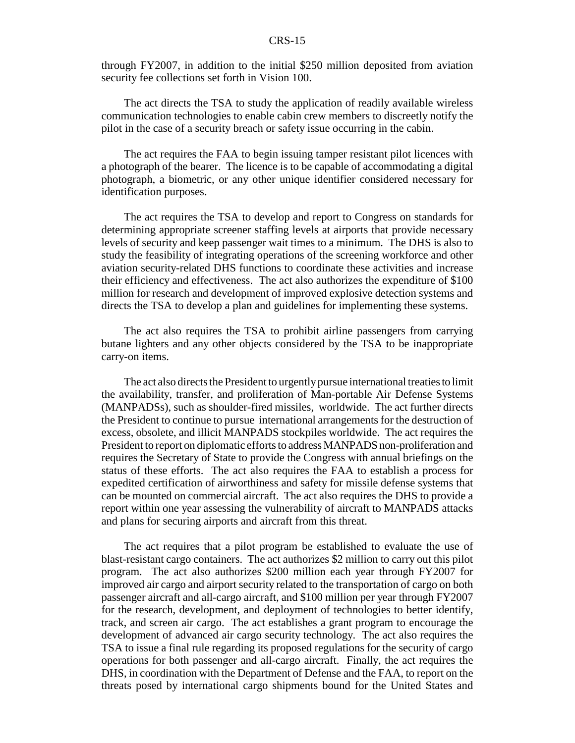through FY2007, in addition to the initial $250 million deposited from aviation security fee collections set forth in Vision 100.

The act directs the TSA to study the application of readily available wireless communication technologies to enable cabin crew members to discreetly notify the pilot in the case of a security breach or safety issue occurring in the cabin.

The act requires the FAA to begin issuing tamper resistant pilot licences with a photograph of the bearer. The licence is to be capable of accommodating a digital photograph, a biometric, or any other unique identifier considered necessary for identification purposes.

The act requires the TSA to develop and report to Congress on standards for determining appropriate screener staffing levels at airports that provide necessary levels of security and keep passenger wait times to a minimum. The DHS is also to study the feasibility of integrating operations of the screening workforce and other aviation security-related DHS functions to coordinate these activities and increase their efficiency and effectiveness. The act also authorizes the expenditure of $100 million for research and development of improved explosive detection systems and directs the TSA to develop a plan and guidelines for implementing these systems.

The act also requires the TSA to prohibit airline passengers from carrying butane lighters and any other objects considered by the TSA to be inappropriate carry-on items.

The act also directs the President to urgently pursue international treaties to limit the availability, transfer, and proliferation of Man-portable Air Defense Systems (MANPADSs), such as shoulder-fired missiles, worldwide. The act further directs the President to continue to pursue international arrangements for the destruction of excess, obsolete, and illicit MANPADS stockpiles worldwide. The act requires the President to report on diplomatic efforts to address MANPADS non-proliferation and requires the Secretary of State to provide the Congress with annual briefings on the status of these efforts. The act also requires the FAA to establish a process for expedited certification of airworthiness and safety for missile defense systems that can be mounted on commercial aircraft. The act also requires the DHS to provide a report within one year assessing the vulnerability of aircraft to MANPADS attacks and plans for securing airports and aircraft from this threat.

The act requires that a pilot program be established to evaluate the use of blast-resistant cargo containers. The act authorizes $2 million to carry out this pilot program. The act also authorizes $200 million each year through FY2007 for improved air cargo and airport security related to the transportation of cargo on both passenger aircraft and all-cargo aircraft, and $100 million per year through FY2007 for the research, development, and deployment of technologies to better identify, track, and screen air cargo. The act establishes a grant program to encourage the development of advanced air cargo security technology. The act also requires the TSA to issue a final rule regarding its proposed regulations for the security of cargo operations for both passenger and all-cargo aircraft. Finally, the act requires the DHS, in coordination with the Department of Defense and the FAA, to report on the threats posed by international cargo shipments bound for the United States and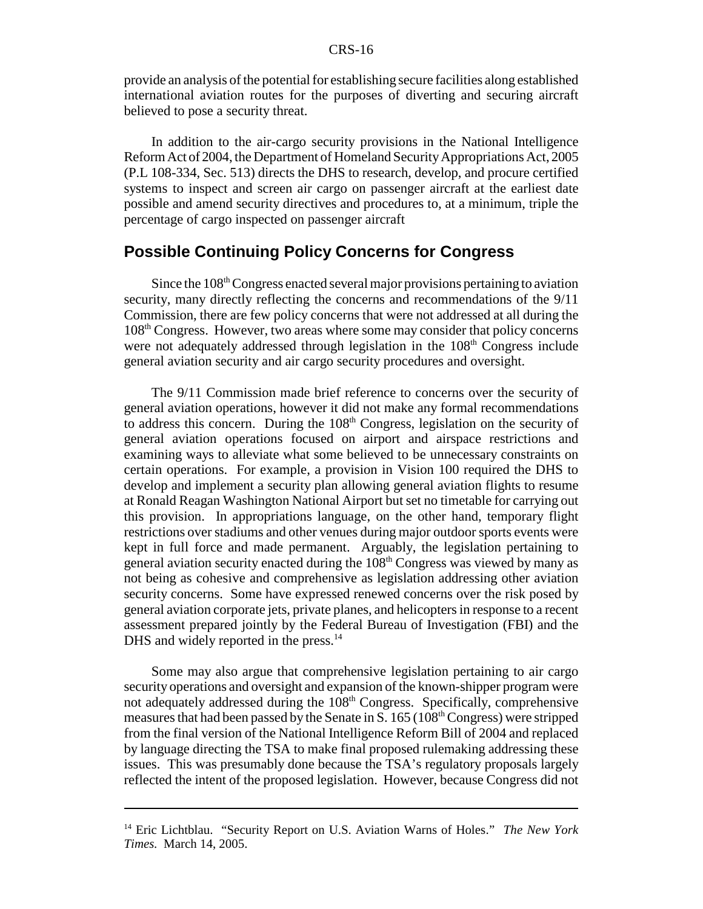provide an analysis of the potential for establishing secure facilities along established international aviation routes for the purposes of diverting and securing aircraft believed to pose a security threat.

In addition to the air-cargo security provisions in the National Intelligence Reform Act of 2004, the Department of Homeland Security Appropriations Act, 2005 (P.L 108-334, Sec. 513) directs the DHS to research, develop, and procure certified systems to inspect and screen air cargo on passenger aircraft at the earliest date possible and amend security directives and procedures to, at a minimum, triple the percentage of cargo inspected on passenger aircraft

## Possible Continuing Policy Concerns for Congress

Since the 108th Congress enacted several major provisions pertaining to aviation security, many directly reflecting the concerns and recommendations of the 9/11 Commission, there are few policy concerns that were not addressed at all during the 108th Congress. However, two areas where some may consider that policy concerns were not adequately addressed through legislation in the 108th Congress include general aviation security and air cargo security procedures and oversight.

The 9/11 Commission made brief reference to concerns over the security of general aviation operations, however it did not make any formal recommendations to address this concern. During the 108th Congress, legislation on the security of general aviation operations focused on airport and airspace restrictions and examining ways to alleviate what some believed to be unnecessary constraints on certain operations. For example, a provision in Vision 100 required the DHS to develop and implement a security plan allowing general aviation flights to resume at Ronald Reagan Washington National Airport but set no timetable for carrying out this provision. In appropriations language, on the other hand, temporary flight restrictions over stadiums and other venues during major outdoor sports events were kept in full force and made permanent. Arguably, the legislation pertaining to general aviation security enacted during the 108th Congress was viewed by many as not being as cohesive and comprehensive as legislation addressing other aviation security concerns. Some have expressed renewed concerns over the risk posed by general aviation corporate jets, private planes, and helicopters in response to a recent assessment prepared jointly by the Federal Bureau of Investigation (FBI) and the DHS and widely reported in the press.[14]

Some may also argue that comprehensive legislation pertaining to air cargo security operations and oversight and expansion of the known-shipper program were not adequately addressed during the 108th Congress. Specifically, comprehensive measures that had been passed by the Senate in S. 165 (108th Congress) were stripped from the final version of the National Intelligence Reform Bill of 2004 and replaced by language directing the TSA to make final proposed rulemaking addressing these issues. This was presumably done because the TSA's regulatory proposals largely reflected the intent of the proposed legislation. However, because Congress did not

---

[14] Eric Lichtblau. "Security Report on U.S. Aviation Warns of Holes." *The New York Times.* March 14, 2005.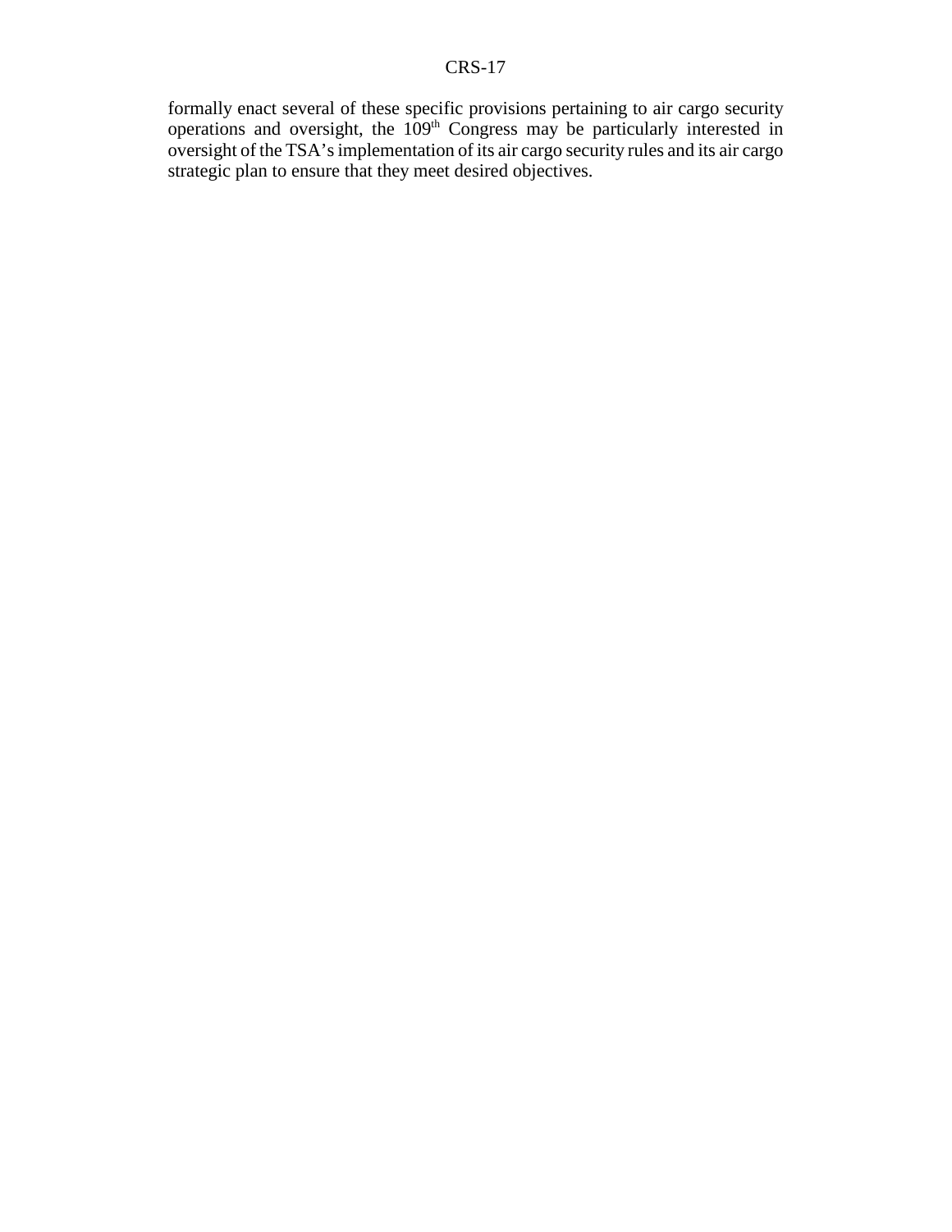formally enact several of these specific provisions pertaining to air cargo security operations and oversight, the 109th Congress may be particularly interested in oversight of the TSA's implementation of its air cargo security rules and its air cargo strategic plan to ensure that they meet desired objectives.